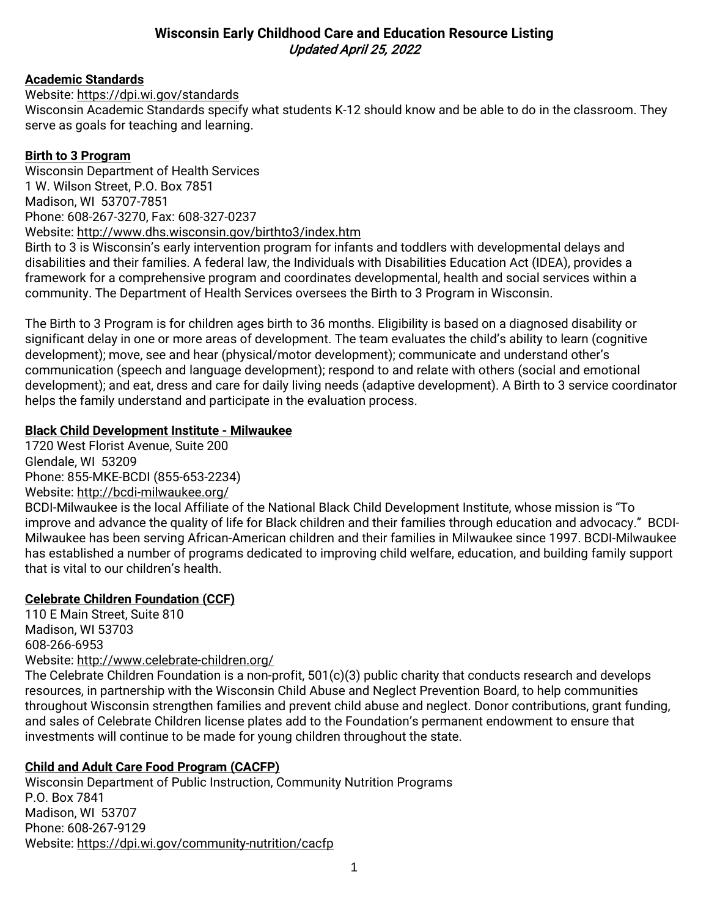# Wisconsin Early Childhood Care and Education Resource Listing

*Updated April 25, 2022*

## Academic Standards

Website: https://dpi.wi.gov/standards

Wisconsin Academic Standards specify what students K-12 should know and be able to do in the classroom. They serve as goals for teaching and learning.

## Birth to 3 Program

Wisconsin Department of Health Services
1 W. Wilson Street, P.O. Box 7851
Madison, WI 53707-7851
Phone: 608-267-3270, Fax: 608-327-0237
Website: http://www.dhs.wisconsin.gov/birthto3/index.htm

Birth to 3 is Wisconsin's early intervention program for infants and toddlers with developmental delays and disabilities and their families. A federal law, the Individuals with Disabilities Education Act (IDEA), provides a framework for a comprehensive program and coordinates developmental, health and social services within a community. The Department of Health Services oversees the Birth to 3 Program in Wisconsin.

The Birth to 3 Program is for children ages birth to 36 months. Eligibility is based on a diagnosed disability or significant delay in one or more areas of development. The team evaluates the child's ability to learn (cognitive development); move, see and hear (physical/motor development); communicate and understand other's communication (speech and language development); respond to and relate with others (social and emotional development); and eat, dress and care for daily living needs (adaptive development). A Birth to 3 service coordinator helps the family understand and participate in the evaluation process.

## Black Child Development Institute - Milwaukee

1720 West Florist Avenue, Suite 200
Glendale, WI 53209
Phone: 855-MKE-BCDI (855-653-2234)
Website: http://bcdi-milwaukee.org/

BCDI-Milwaukee is the local Affiliate of the National Black Child Development Institute, whose mission is "To improve and advance the quality of life for Black children and their families through education and advocacy." BCDI-Milwaukee has been serving African-American children and their families in Milwaukee since 1997. BCDI-Milwaukee has established a number of programs dedicated to improving child welfare, education, and building family support that is vital to our children's health.

## Celebrate Children Foundation (CCF)

110 E Main Street, Suite 810
Madison, WI 53703
608-266-6953
Website: http://www.celebrate-children.org/

The Celebrate Children Foundation is a non-profit, 501(c)(3) public charity that conducts research and develops resources, in partnership with the Wisconsin Child Abuse and Neglect Prevention Board, to help communities throughout Wisconsin strengthen families and prevent child abuse and neglect. Donor contributions, grant funding, and sales of Celebrate Children license plates add to the Foundation's permanent endowment to ensure that investments will continue to be made for young children throughout the state.

## Child and Adult Care Food Program (CACFP)

Wisconsin Department of Public Instruction, Community Nutrition Programs
P.O. Box 7841
Madison, WI 53707
Phone: 608-267-9129
Website: https://dpi.wi.gov/community-nutrition/cacfp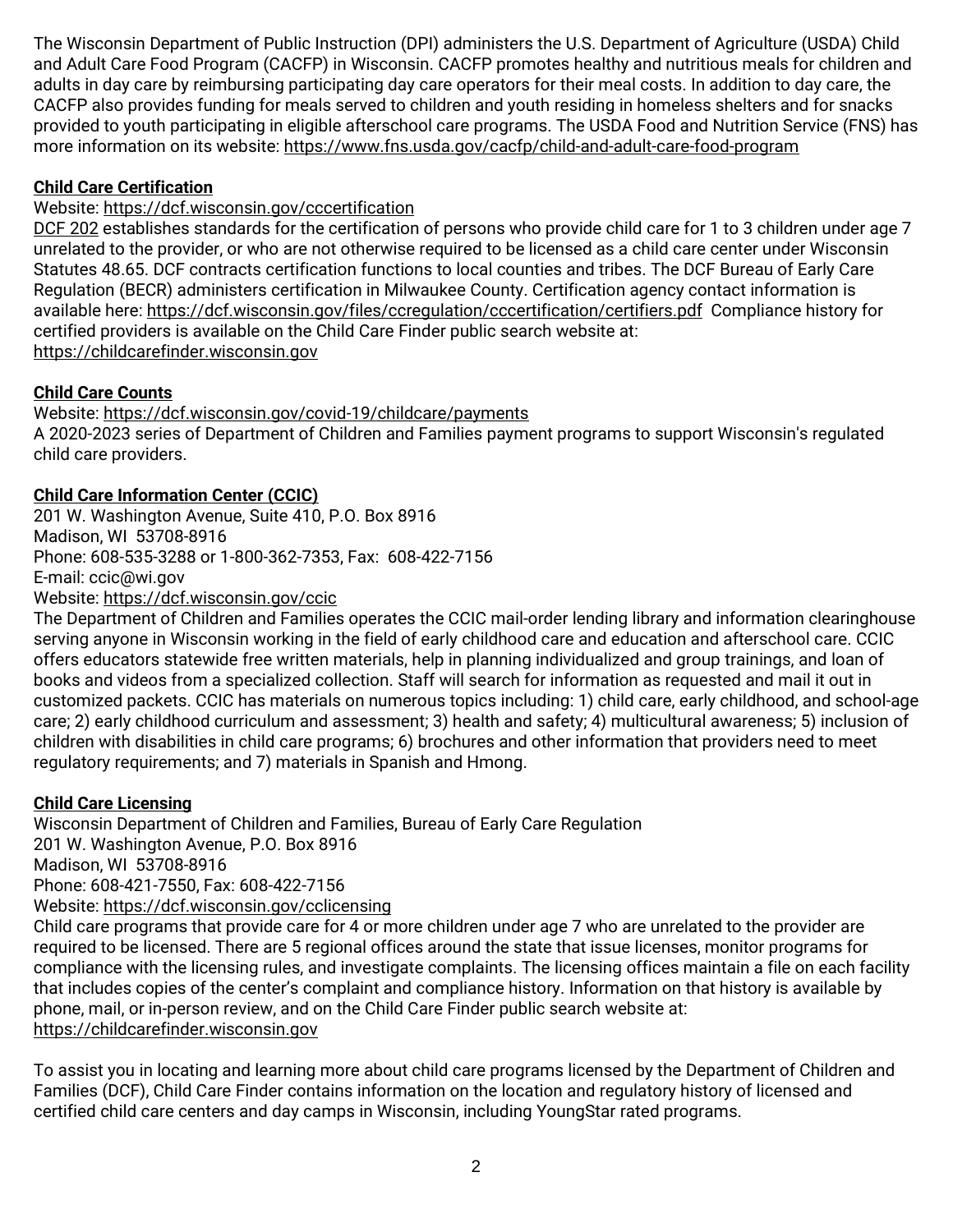The Wisconsin Department of Public Instruction (DPI) administers the U.S. Department of Agriculture (USDA) Child and Adult Care Food Program (CACFP) in Wisconsin. CACFP promotes healthy and nutritious meals for children and adults in day care by reimbursing participating day care operators for their meal costs. In addition to day care, the CACFP also provides funding for meals served to children and youth residing in homeless shelters and for snacks provided to youth participating in eligible afterschool care programs. The USDA Food and Nutrition Service (FNS) has more information on its website: https://www.fns.usda.gov/cacfp/child-and-adult-care-food-program

**Child Care Certification**

Website: https://dcf.wisconsin.gov/cccertification

DCF 202 establishes standards for the certification of persons who provide child care for 1 to 3 children under age 7 unrelated to the provider, or who are not otherwise required to be licensed as a child care center under Wisconsin Statutes 48.65. DCF contracts certification functions to local counties and tribes. The DCF Bureau of Early Care Regulation (BECR) administers certification in Milwaukee County. Certification agency contact information is available here: https://dcf.wisconsin.gov/files/ccregulation/cccertification/certifiers.pdf Compliance history for certified providers is available on the Child Care Finder public search website at: https://childcarefinder.wisconsin.gov

**Child Care Counts**

Website: https://dcf.wisconsin.gov/covid-19/childcare/payments

A 2020-2023 series of Department of Children and Families payment programs to support Wisconsin's regulated child care providers.

**Child Care Information Center (CCIC)**

201 W. Washington Avenue, Suite 410, P.O. Box 8916
Madison, WI 53708-8916
Phone: 608-535-3288 or 1-800-362-7353, Fax: 608-422-7156
E-mail: ccic@wi.gov
Website: https://dcf.wisconsin.gov/ccic

The Department of Children and Families operates the CCIC mail-order lending library and information clearinghouse serving anyone in Wisconsin working in the field of early childhood care and education and afterschool care. CCIC offers educators statewide free written materials, help in planning individualized and group trainings, and loan of books and videos from a specialized collection. Staff will search for information as requested and mail it out in customized packets. CCIC has materials on numerous topics including: 1) child care, early childhood, and school-age care; 2) early childhood curriculum and assessment; 3) health and safety; 4) multicultural awareness; 5) inclusion of children with disabilities in child care programs; 6) brochures and other information that providers need to meet regulatory requirements; and 7) materials in Spanish and Hmong.

**Child Care Licensing**

Wisconsin Department of Children and Families, Bureau of Early Care Regulation
201 W. Washington Avenue, P.O. Box 8916
Madison, WI 53708-8916
Phone: 608-421-7550, Fax: 608-422-7156
Website: https://dcf.wisconsin.gov/cclicensing

Child care programs that provide care for 4 or more children under age 7 who are unrelated to the provider are required to be licensed. There are 5 regional offices around the state that issue licenses, monitor programs for compliance with the licensing rules, and investigate complaints. The licensing offices maintain a file on each facility that includes copies of the center's complaint and compliance history. Information on that history is available by phone, mail, or in-person review, and on the Child Care Finder public search website at: https://childcarefinder.wisconsin.gov

To assist you in locating and learning more about child care programs licensed by the Department of Children and Families (DCF), Child Care Finder contains information on the location and regulatory history of licensed and certified child care centers and day camps in Wisconsin, including YoungStar rated programs.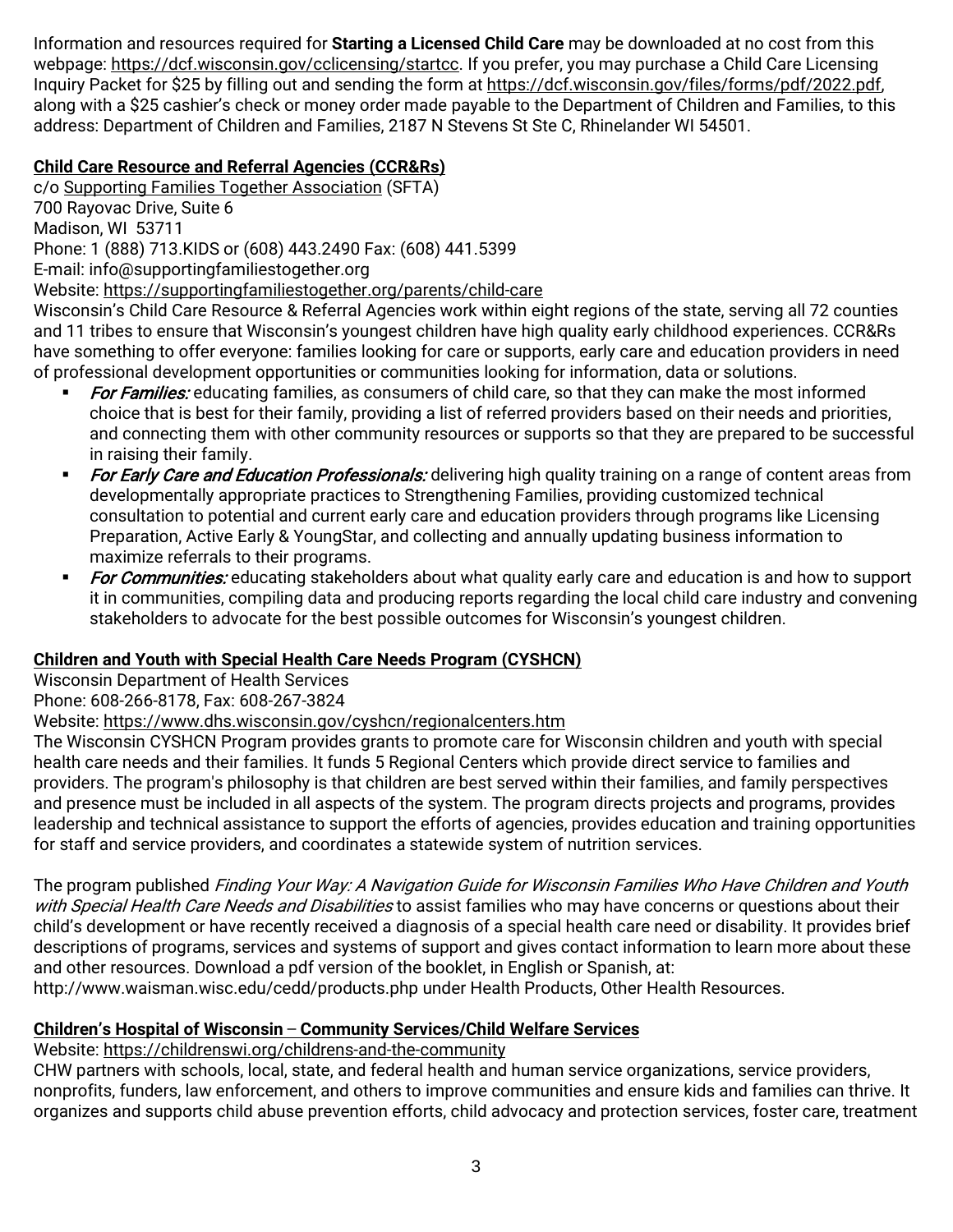Information and resources required for **Starting a Licensed Child Care** may be downloaded at no cost from this webpage: https://dcf.wisconsin.gov/cclicensing/startcc. If you prefer, you may purchase a Child Care Licensing Inquiry Packet for $25 by filling out and sending the form at https://dcf.wisconsin.gov/files/forms/pdf/2022.pdf, along with a $25 cashier's check or money order made payable to the Department of Children and Families, to this address: Department of Children and Families, 2187 N Stevens St Ste C, Rhinelander WI 54501.

**Child Care Resource and Referral Agencies (CCR&Rs)**

c/o Supporting Families Together Association (SFTA)
700 Rayovac Drive, Suite 6
Madison, WI 53711
Phone: 1 (888) 713.KIDS or (608) 443.2490 Fax: (608) 441.5399
E-mail: info@supportingfamiliestogether.org
Website: https://supportingfamiliestogether.org/parents/child-care

Wisconsin's Child Care Resource & Referral Agencies work within eight regions of the state, serving all 72 counties and 11 tribes to ensure that Wisconsin's youngest children have high quality early childhood experiences. CCR&Rs have something to offer everyone: families looking for care or supports, early care and education providers in need of professional development opportunities or communities looking for information, data or solutions.

- *For Families:* educating families, as consumers of child care, so that they can make the most informed choice that is best for their family, providing a list of referred providers based on their needs and priorities, and connecting them with other community resources or supports so that they are prepared to be successful in raising their family.
- *For Early Care and Education Professionals:* delivering high quality training on a range of content areas from developmentally appropriate practices to Strengthening Families, providing customized technical consultation to potential and current early care and education providers through programs like Licensing Preparation, Active Early & YoungStar, and collecting and annually updating business information to maximize referrals to their programs.
- *For Communities:* educating stakeholders about what quality early care and education is and how to support it in communities, compiling data and producing reports regarding the local child care industry and convening stakeholders to advocate for the best possible outcomes for Wisconsin's youngest children.

**Children and Youth with Special Health Care Needs Program (CYSHCN)**

Wisconsin Department of Health Services
Phone: 608-266-8178, Fax: 608-267-3824
Website: https://www.dhs.wisconsin.gov/cyshcn/regionalcenters.htm

The Wisconsin CYSHCN Program provides grants to promote care for Wisconsin children and youth with special health care needs and their families. It funds 5 Regional Centers which provide direct service to families and providers. The program's philosophy is that children are best served within their families, and family perspectives and presence must be included in all aspects of the system. The program directs projects and programs, provides leadership and technical assistance to support the efforts of agencies, provides education and training opportunities for staff and service providers, and coordinates a statewide system of nutrition services.

The program published *Finding Your Way: A Navigation Guide for Wisconsin Families Who Have Children and Youth with Special Health Care Needs and Disabilities* to assist families who may have concerns or questions about their child's development or have recently received a diagnosis of a special health care need or disability. It provides brief descriptions of programs, services and systems of support and gives contact information to learn more about these and other resources. Download a pdf version of the booklet, in English or Spanish, at: http://www.waisman.wisc.edu/cedd/products.php under Health Products, Other Health Resources.

**Children's Hospital of Wisconsin – Community Services/Child Welfare Services**

Website: https://childrenswi.org/childrens-and-the-community

CHW partners with schools, local, state, and federal health and human service organizations, service providers, nonprofits, funders, law enforcement, and others to improve communities and ensure kids and families can thrive. It organizes and supports child abuse prevention efforts, child advocacy and protection services, foster care, treatment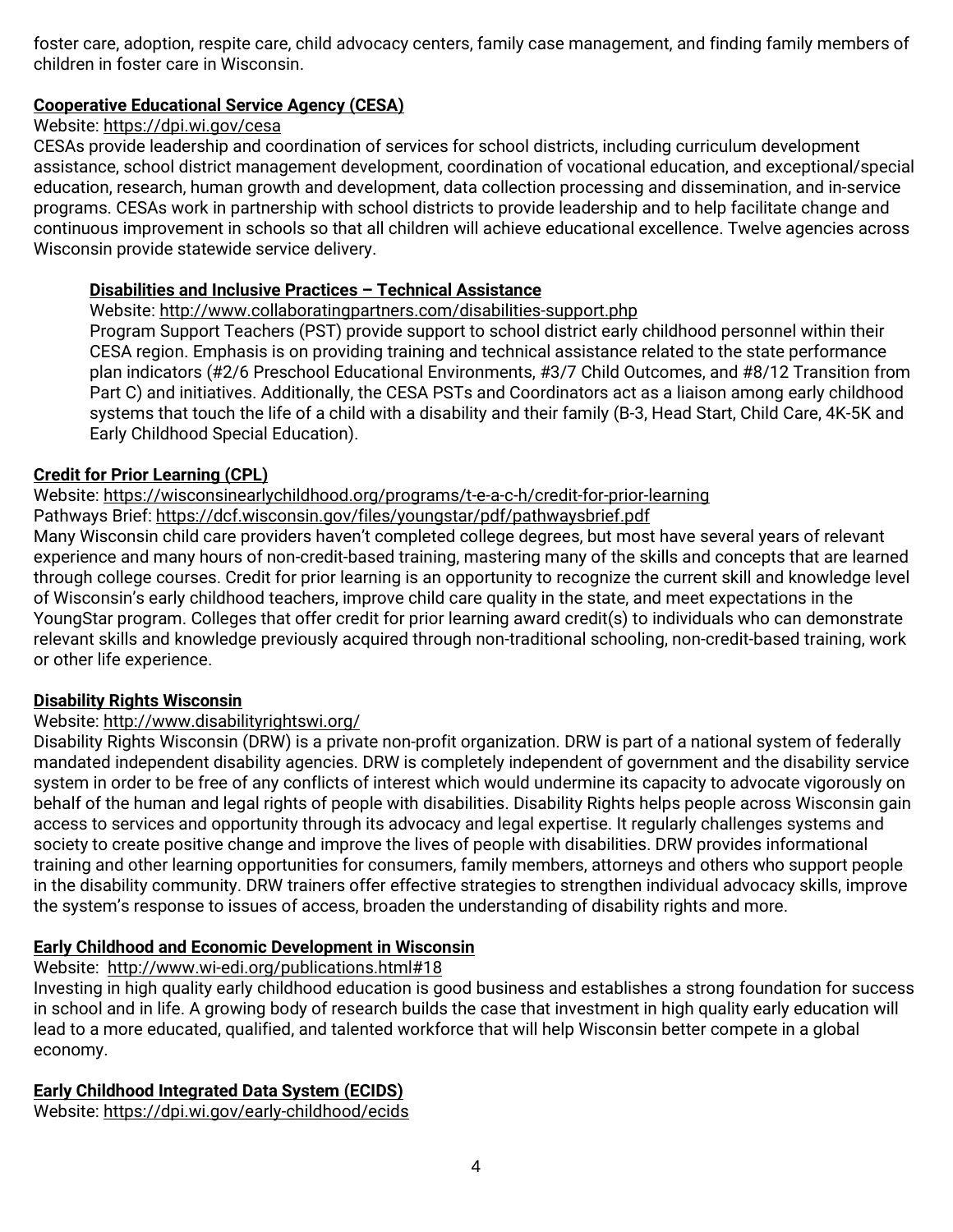foster care, adoption, respite care, child advocacy centers, family case management, and finding family members of children in foster care in Wisconsin.

### Cooperative Educational Service Agency (CESA)

Website: https://dpi.wi.gov/cesa

CESAs provide leadership and coordination of services for school districts, including curriculum development assistance, school district management development, coordination of vocational education, and exceptional/special education, research, human growth and development, data collection processing and dissemination, and in-service programs. CESAs work in partnership with school districts to provide leadership and to help facilitate change and continuous improvement in schools so that all children will achieve educational excellence. Twelve agencies across Wisconsin provide statewide service delivery.

#### Disabilities and Inclusive Practices – Technical Assistance

Website: http://www.collaboratingpartners.com/disabilities-support.php

Program Support Teachers (PST) provide support to school district early childhood personnel within their CESA region. Emphasis is on providing training and technical assistance related to the state performance plan indicators (#2/6 Preschool Educational Environments, #3/7 Child Outcomes, and #8/12 Transition from Part C) and initiatives. Additionally, the CESA PSTs and Coordinators act as a liaison among early childhood systems that touch the life of a child with a disability and their family (B-3, Head Start, Child Care, 4K-5K and Early Childhood Special Education).

### Credit for Prior Learning (CPL)

Website: https://wisconsinearlychildhood.org/programs/t-e-a-c-h/credit-for-prior-learning

Pathways Brief: https://dcf.wisconsin.gov/files/youngstar/pdf/pathwaysbrief.pdf

Many Wisconsin child care providers haven't completed college degrees, but most have several years of relevant experience and many hours of non-credit-based training, mastering many of the skills and concepts that are learned through college courses. Credit for prior learning is an opportunity to recognize the current skill and knowledge level of Wisconsin's early childhood teachers, improve child care quality in the state, and meet expectations in the YoungStar program. Colleges that offer credit for prior learning award credit(s) to individuals who can demonstrate relevant skills and knowledge previously acquired through non-traditional schooling, non-credit-based training, work or other life experience.

### Disability Rights Wisconsin

Website: http://www.disabilityrightswi.org/

Disability Rights Wisconsin (DRW) is a private non-profit organization. DRW is part of a national system of federally mandated independent disability agencies. DRW is completely independent of government and the disability service system in order to be free of any conflicts of interest which would undermine its capacity to advocate vigorously on behalf of the human and legal rights of people with disabilities. Disability Rights helps people across Wisconsin gain access to services and opportunity through its advocacy and legal expertise. It regularly challenges systems and society to create positive change and improve the lives of people with disabilities. DRW provides informational training and other learning opportunities for consumers, family members, attorneys and others who support people in the disability community. DRW trainers offer effective strategies to strengthen individual advocacy skills, improve the system's response to issues of access, broaden the understanding of disability rights and more.

### Early Childhood and Economic Development in Wisconsin

Website: http://www.wi-edi.org/publications.html#18

Investing in high quality early childhood education is good business and establishes a strong foundation for success in school and in life. A growing body of research builds the case that investment in high quality early education will lead to a more educated, qualified, and talented workforce that will help Wisconsin better compete in a global economy.

### Early Childhood Integrated Data System (ECIDS)

Website: https://dpi.wi.gov/early-childhood/ecids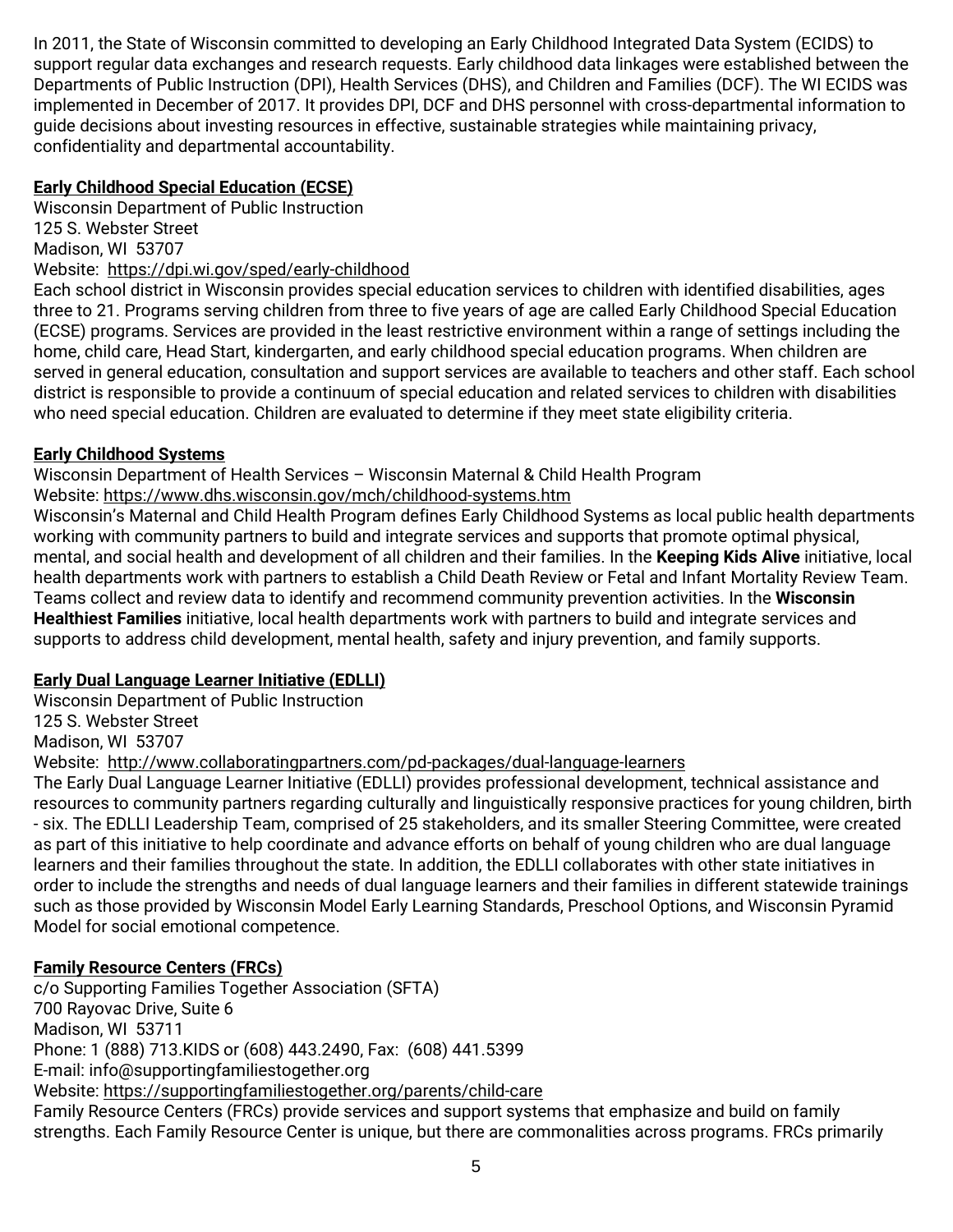In 2011, the State of Wisconsin committed to developing an Early Childhood Integrated Data System (ECIDS) to support regular data exchanges and research requests. Early childhood data linkages were established between the Departments of Public Instruction (DPI), Health Services (DHS), and Children and Families (DCF). The WI ECIDS was implemented in December of 2017. It provides DPI, DCF and DHS personnel with cross-departmental information to guide decisions about investing resources in effective, sustainable strategies while maintaining privacy, confidentiality and departmental accountability.

**Early Childhood Special Education (ECSE)**

Wisconsin Department of Public Instruction
125 S. Webster Street
Madison, WI 53707
Website: https://dpi.wi.gov/sped/early-childhood

Each school district in Wisconsin provides special education services to children with identified disabilities, ages three to 21. Programs serving children from three to five years of age are called Early Childhood Special Education (ECSE) programs. Services are provided in the least restrictive environment within a range of settings including the home, child care, Head Start, kindergarten, and early childhood special education programs. When children are served in general education, consultation and support services are available to teachers and other staff. Each school district is responsible to provide a continuum of special education and related services to children with disabilities who need special education. Children are evaluated to determine if they meet state eligibility criteria.

**Early Childhood Systems**

Wisconsin Department of Health Services – Wisconsin Maternal & Child Health Program
Website: https://www.dhs.wisconsin.gov/mch/childhood-systems.htm

Wisconsin's Maternal and Child Health Program defines Early Childhood Systems as local public health departments working with community partners to build and integrate services and supports that promote optimal physical, mental, and social health and development of all children and their families. In the **Keeping Kids Alive** initiative, local health departments work with partners to establish a Child Death Review or Fetal and Infant Mortality Review Team. Teams collect and review data to identify and recommend community prevention activities. In the **Wisconsin Healthiest Families** initiative, local health departments work with partners to build and integrate services and supports to address child development, mental health, safety and injury prevention, and family supports.

**Early Dual Language Learner Initiative (EDLLI)**

Wisconsin Department of Public Instruction
125 S. Webster Street
Madison, WI 53707
Website: http://www.collaboratingpartners.com/pd-packages/dual-language-learners

The Early Dual Language Learner Initiative (EDLLI) provides professional development, technical assistance and resources to community partners regarding culturally and linguistically responsive practices for young children, birth - six. The EDLLI Leadership Team, comprised of 25 stakeholders, and its smaller Steering Committee, were created as part of this initiative to help coordinate and advance efforts on behalf of young children who are dual language learners and their families throughout the state. In addition, the EDLLI collaborates with other state initiatives in order to include the strengths and needs of dual language learners and their families in different statewide trainings such as those provided by Wisconsin Model Early Learning Standards, Preschool Options, and Wisconsin Pyramid Model for social emotional competence.

**Family Resource Centers (FRCs)**

c/o Supporting Families Together Association (SFTA)
700 Rayovac Drive, Suite 6
Madison, WI 53711
Phone: 1 (888) 713.KIDS or (608) 443.2490, Fax: (608) 441.5399
E-mail: info@supportingfamiliestogether.org
Website: https://supportingfamiliestogether.org/parents/child-care

Family Resource Centers (FRCs) provide services and support systems that emphasize and build on family strengths. Each Family Resource Center is unique, but there are commonalities across programs. FRCs primarily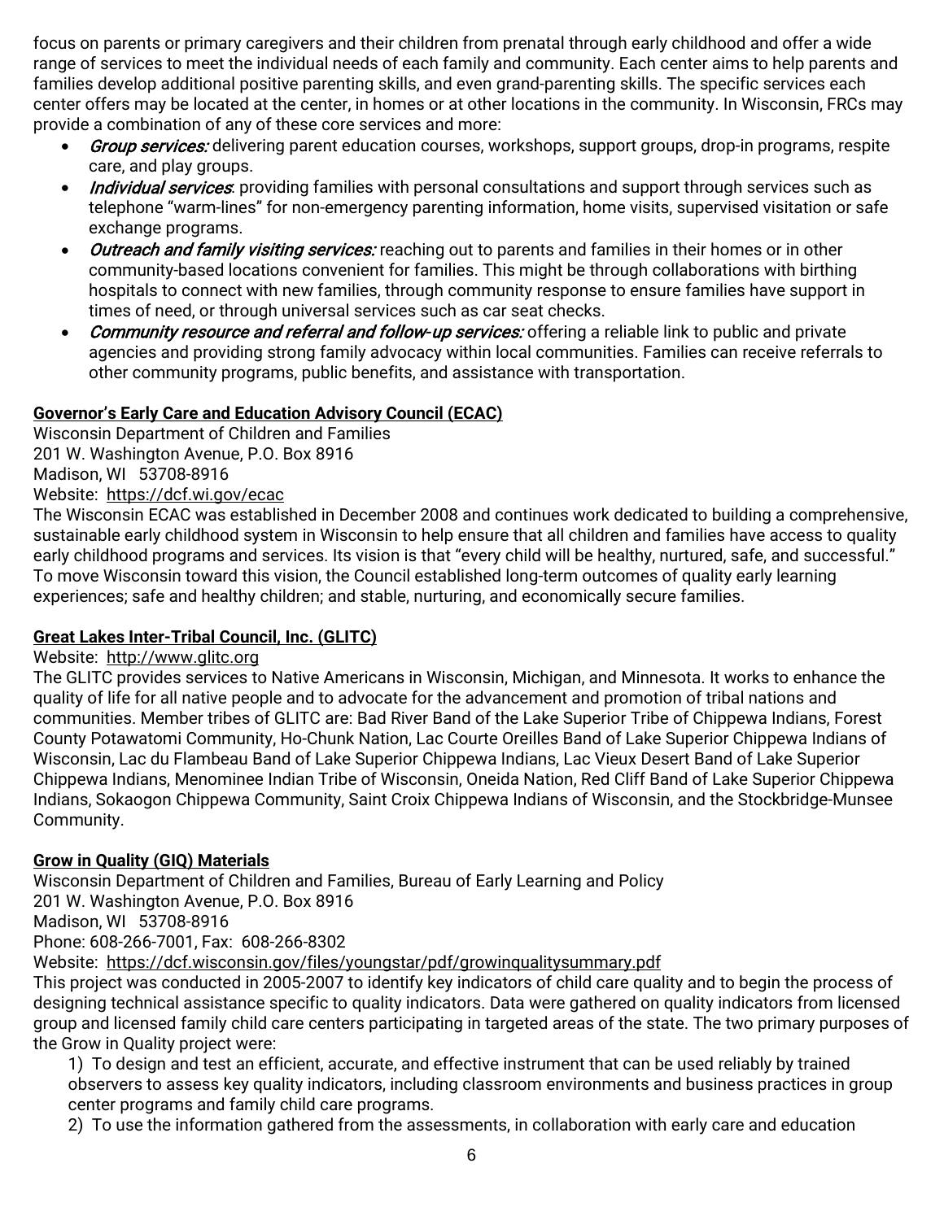focus on parents or primary caregivers and their children from prenatal through early childhood and offer a wide range of services to meet the individual needs of each family and community. Each center aims to help parents and families develop additional positive parenting skills, and even grand-parenting skills. The specific services each center offers may be located at the center, in homes or at other locations in the community. In Wisconsin, FRCs may provide a combination of any of these core services and more:

- *Group services:* delivering parent education courses, workshops, support groups, drop-in programs, respite care, and play groups.
- *Individual services*: providing families with personal consultations and support through services such as telephone "warm-lines" for non-emergency parenting information, home visits, supervised visitation or safe exchange programs.
- *Outreach and family visiting services:* reaching out to parents and families in their homes or in other community-based locations convenient for families. This might be through collaborations with birthing hospitals to connect with new families, through community response to ensure families have support in times of need, or through universal services such as car seat checks.
- *Community resource and referral and follow-up services:* offering a reliable link to public and private agencies and providing strong family advocacy within local communities. Families can receive referrals to other community programs, public benefits, and assistance with transportation.

**Governor's Early Care and Education Advisory Council (ECAC)**

Wisconsin Department of Children and Families
201 W. Washington Avenue, P.O. Box 8916
Madison, WI 53708-8916
Website: https://dcf.wi.gov/ecac

The Wisconsin ECAC was established in December 2008 and continues work dedicated to building a comprehensive, sustainable early childhood system in Wisconsin to help ensure that all children and families have access to quality early childhood programs and services. Its vision is that "every child will be healthy, nurtured, safe, and successful." To move Wisconsin toward this vision, the Council established long-term outcomes of quality early learning experiences; safe and healthy children; and stable, nurturing, and economically secure families.

**Great Lakes Inter-Tribal Council, Inc. (GLITC)**

Website: http://www.glitc.org

The GLITC provides services to Native Americans in Wisconsin, Michigan, and Minnesota. It works to enhance the quality of life for all native people and to advocate for the advancement and promotion of tribal nations and communities. Member tribes of GLITC are: Bad River Band of the Lake Superior Tribe of Chippewa Indians, Forest County Potawatomi Community, Ho-Chunk Nation, Lac Courte Oreilles Band of Lake Superior Chippewa Indians of Wisconsin, Lac du Flambeau Band of Lake Superior Chippewa Indians, Lac Vieux Desert Band of Lake Superior Chippewa Indians, Menominee Indian Tribe of Wisconsin, Oneida Nation, Red Cliff Band of Lake Superior Chippewa Indians, Sokaogon Chippewa Community, Saint Croix Chippewa Indians of Wisconsin, and the Stockbridge-Munsee Community.

**Grow in Quality (GIQ) Materials**

Wisconsin Department of Children and Families, Bureau of Early Learning and Policy
201 W. Washington Avenue, P.O. Box 8916
Madison, WI 53708-8916
Phone: 608-266-7001, Fax: 608-266-8302
Website: https://dcf.wisconsin.gov/files/youngstar/pdf/growinqualitysummary.pdf

This project was conducted in 2005-2007 to identify key indicators of child care quality and to begin the process of designing technical assistance specific to quality indicators. Data were gathered on quality indicators from licensed group and licensed family child care centers participating in targeted areas of the state. The two primary purposes of the Grow in Quality project were:

1) To design and test an efficient, accurate, and effective instrument that can be used reliably by trained observers to assess key quality indicators, including classroom environments and business practices in group center programs and family child care programs.
2) To use the information gathered from the assessments, in collaboration with early care and education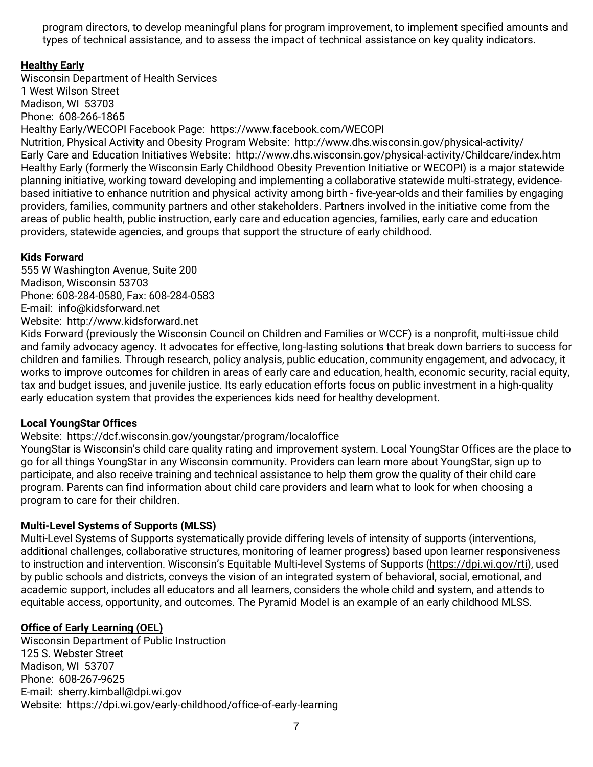program directors, to develop meaningful plans for program improvement, to implement specified amounts and types of technical assistance, and to assess the impact of technical assistance on key quality indicators.

**Healthy Early**

Wisconsin Department of Health Services
1 West Wilson Street
Madison, WI 53703
Phone: 608-266-1865
Healthy Early/WECOPI Facebook Page: https://www.facebook.com/WECOPI
Nutrition, Physical Activity and Obesity Program Website: http://www.dhs.wisconsin.gov/physical-activity/
Early Care and Education Initiatives Website: http://www.dhs.wisconsin.gov/physical-activity/Childcare/index.htm
Healthy Early (formerly the Wisconsin Early Childhood Obesity Prevention Initiative or WECOPI) is a major statewide planning initiative, working toward developing and implementing a collaborative statewide multi-strategy, evidence-based initiative to enhance nutrition and physical activity among birth - five-year-olds and their families by engaging providers, families, community partners and other stakeholders. Partners involved in the initiative come from the areas of public health, public instruction, early care and education agencies, families, early care and education providers, statewide agencies, and groups that support the structure of early childhood.

**Kids Forward**

555 W Washington Avenue, Suite 200
Madison, Wisconsin 53703
Phone: 608-284-0580, Fax: 608-284-0583
E-mail: info@kidsforward.net
Website: http://www.kidsforward.net
Kids Forward (previously the Wisconsin Council on Children and Families or WCCF) is a nonprofit, multi-issue child and family advocacy agency. It advocates for effective, long-lasting solutions that break down barriers to success for children and families. Through research, policy analysis, public education, community engagement, and advocacy, it works to improve outcomes for children in areas of early care and education, health, economic security, racial equity, tax and budget issues, and juvenile justice. Its early education efforts focus on public investment in a high-quality early education system that provides the experiences kids need for healthy development.

**Local YoungStar Offices**

Website: https://dcf.wisconsin.gov/youngstar/program/localoffice
YoungStar is Wisconsin's child care quality rating and improvement system. Local YoungStar Offices are the place to go for all things YoungStar in any Wisconsin community. Providers can learn more about YoungStar, sign up to participate, and also receive training and technical assistance to help them grow the quality of their child care program. Parents can find information about child care providers and learn what to look for when choosing a program to care for their children.

**Multi-Level Systems of Supports (MLSS)**

Multi-Level Systems of Supports systematically provide differing levels of intensity of supports (interventions, additional challenges, collaborative structures, monitoring of learner progress) based upon learner responsiveness to instruction and intervention. Wisconsin's Equitable Multi-level Systems of Supports (https://dpi.wi.gov/rti), used by public schools and districts, conveys the vision of an integrated system of behavioral, social, emotional, and academic support, includes all educators and all learners, considers the whole child and system, and attends to equitable access, opportunity, and outcomes. The Pyramid Model is an example of an early childhood MLSS.

**Office of Early Learning (OEL)**

Wisconsin Department of Public Instruction
125 S. Webster Street
Madison, WI 53707
Phone: 608-267-9625
E-mail: sherry.kimball@dpi.wi.gov
Website: https://dpi.wi.gov/early-childhood/office-of-early-learning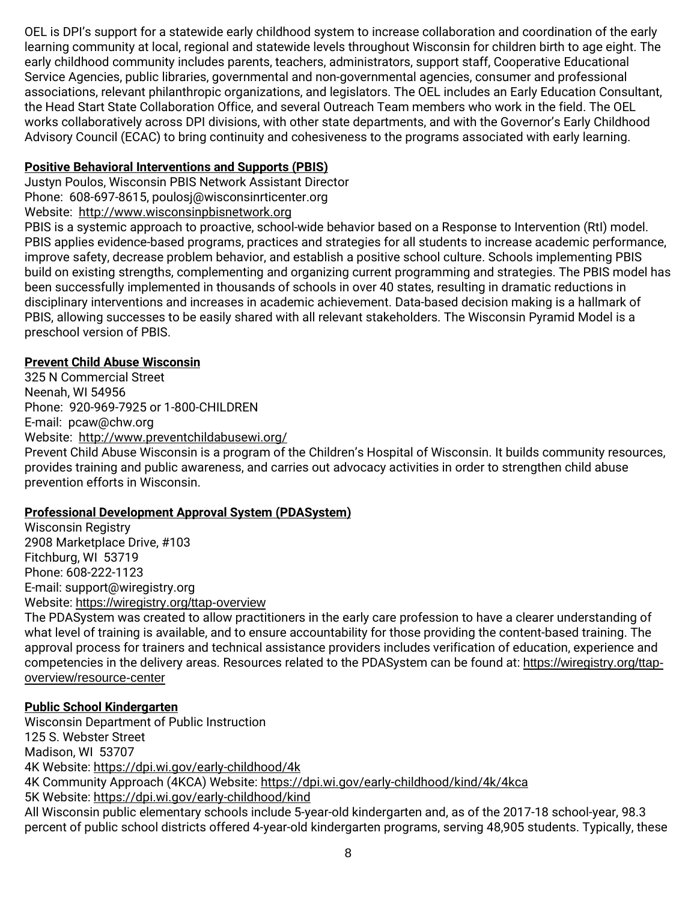OEL is DPI's support for a statewide early childhood system to increase collaboration and coordination of the early learning community at local, regional and statewide levels throughout Wisconsin for children birth to age eight. The early childhood community includes parents, teachers, administrators, support staff, Cooperative Educational Service Agencies, public libraries, governmental and non-governmental agencies, consumer and professional associations, relevant philanthropic organizations, and legislators. The OEL includes an Early Education Consultant, the Head Start State Collaboration Office, and several Outreach Team members who work in the field. The OEL works collaboratively across DPI divisions, with other state departments, and with the Governor's Early Childhood Advisory Council (ECAC) to bring continuity and cohesiveness to the programs associated with early learning.

**Positive Behavioral Interventions and Supports (PBIS)**

Justyn Poulos, Wisconsin PBIS Network Assistant Director
Phone: 608-697-8615, poulosj@wisconsinrticenter.org
Website: http://www.wisconsinpbisnetwork.org

PBIS is a systemic approach to proactive, school-wide behavior based on a Response to Intervention (RtI) model. PBIS applies evidence-based programs, practices and strategies for all students to increase academic performance, improve safety, decrease problem behavior, and establish a positive school culture. Schools implementing PBIS build on existing strengths, complementing and organizing current programming and strategies. The PBIS model has been successfully implemented in thousands of schools in over 40 states, resulting in dramatic reductions in disciplinary interventions and increases in academic achievement. Data-based decision making is a hallmark of PBIS, allowing successes to be easily shared with all relevant stakeholders. The Wisconsin Pyramid Model is a preschool version of PBIS.

**Prevent Child Abuse Wisconsin**

325 N Commercial Street
Neenah, WI 54956
Phone: 920-969-7925 or 1-800-CHILDREN
E-mail: pcaw@chw.org
Website: http://www.preventchildabusewi.org/

Prevent Child Abuse Wisconsin is a program of the Children's Hospital of Wisconsin. It builds community resources, provides training and public awareness, and carries out advocacy activities in order to strengthen child abuse prevention efforts in Wisconsin.

**Professional Development Approval System (PDASystem)**

Wisconsin Registry
2908 Marketplace Drive, #103
Fitchburg, WI 53719
Phone: 608-222-1123
E-mail: support@wiregistry.org
Website: https://wiregistry.org/ttap-overview

The PDASystem was created to allow practitioners in the early care profession to have a clearer understanding of what level of training is available, and to ensure accountability for those providing the content-based training. The approval process for trainers and technical assistance providers includes verification of education, experience and competencies in the delivery areas. Resources related to the PDASystem can be found at: https://wiregistry.org/ttap-overview/resource-center

**Public School Kindergarten**

Wisconsin Department of Public Instruction
125 S. Webster Street
Madison, WI 53707
4K Website: https://dpi.wi.gov/early-childhood/4k
4K Community Approach (4KCA) Website: https://dpi.wi.gov/early-childhood/kind/4k/4kca
5K Website: https://dpi.wi.gov/early-childhood/kind

All Wisconsin public elementary schools include 5-year-old kindergarten and, as of the 2017-18 school-year, 98.3 percent of public school districts offered 4-year-old kindergarten programs, serving 48,905 students. Typically, these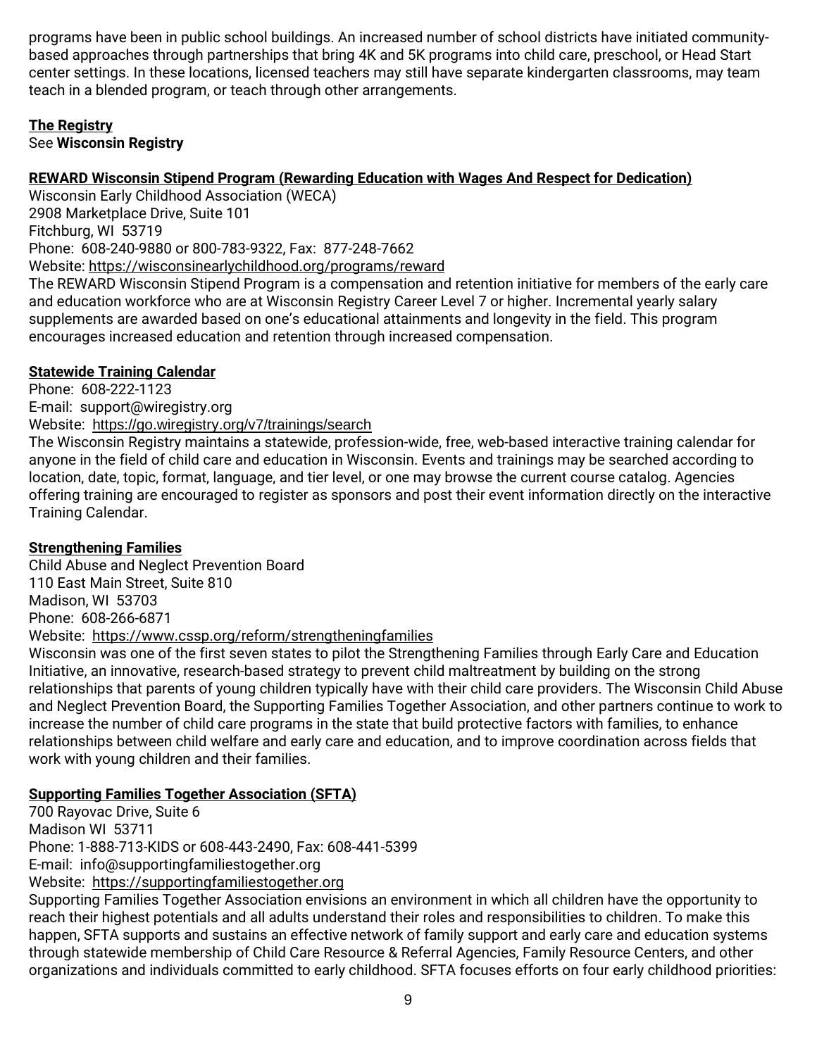programs have been in public school buildings. An increased number of school districts have initiated community-based approaches through partnerships that bring 4K and 5K programs into child care, preschool, or Head Start center settings. In these locations, licensed teachers may still have separate kindergarten classrooms, may team teach in a blended program, or teach through other arrangements.

**The Registry**
See **Wisconsin Registry**

**REWARD Wisconsin Stipend Program (Rewarding Education with Wages And Respect for Dedication)**
Wisconsin Early Childhood Association (WECA)
2908 Marketplace Drive, Suite 101
Fitchburg, WI 53719
Phone: 608-240-9880 or 800-783-9322, Fax: 877-248-7662
Website: https://wisconsinearlychildhood.org/programs/reward
The REWARD Wisconsin Stipend Program is a compensation and retention initiative for members of the early care and education workforce who are at Wisconsin Registry Career Level 7 or higher. Incremental yearly salary supplements are awarded based on one's educational attainments and longevity in the field. This program encourages increased education and retention through increased compensation.

**Statewide Training Calendar**
Phone: 608-222-1123
E-mail: support@wiregistry.org
Website: https://go.wiregistry.org/v7/trainings/search
The Wisconsin Registry maintains a statewide, profession-wide, free, web-based interactive training calendar for anyone in the field of child care and education in Wisconsin. Events and trainings may be searched according to location, date, topic, format, language, and tier level, or one may browse the current course catalog. Agencies offering training are encouraged to register as sponsors and post their event information directly on the interactive Training Calendar.

**Strengthening Families**
Child Abuse and Neglect Prevention Board
110 East Main Street, Suite 810
Madison, WI 53703
Phone: 608-266-6871
Website: https://www.cssp.org/reform/strengtheningfamilies
Wisconsin was one of the first seven states to pilot the Strengthening Families through Early Care and Education Initiative, an innovative, research-based strategy to prevent child maltreatment by building on the strong relationships that parents of young children typically have with their child care providers. The Wisconsin Child Abuse and Neglect Prevention Board, the Supporting Families Together Association, and other partners continue to work to increase the number of child care programs in the state that build protective factors with families, to enhance relationships between child welfare and early care and education, and to improve coordination across fields that work with young children and their families.

**Supporting Families Together Association (SFTA)**
700 Rayovac Drive, Suite 6
Madison WI 53711
Phone: 1-888-713-KIDS or 608-443-2490, Fax: 608-441-5399
E-mail: info@supportingfamiliestogether.org
Website: https://supportingfamiliestogether.org
Supporting Families Together Association envisions an environment in which all children have the opportunity to reach their highest potentials and all adults understand their roles and responsibilities to children. To make this happen, SFTA supports and sustains an effective network of family support and early care and education systems through statewide membership of Child Care Resource & Referral Agencies, Family Resource Centers, and other organizations and individuals committed to early childhood. SFTA focuses efforts on four early childhood priorities: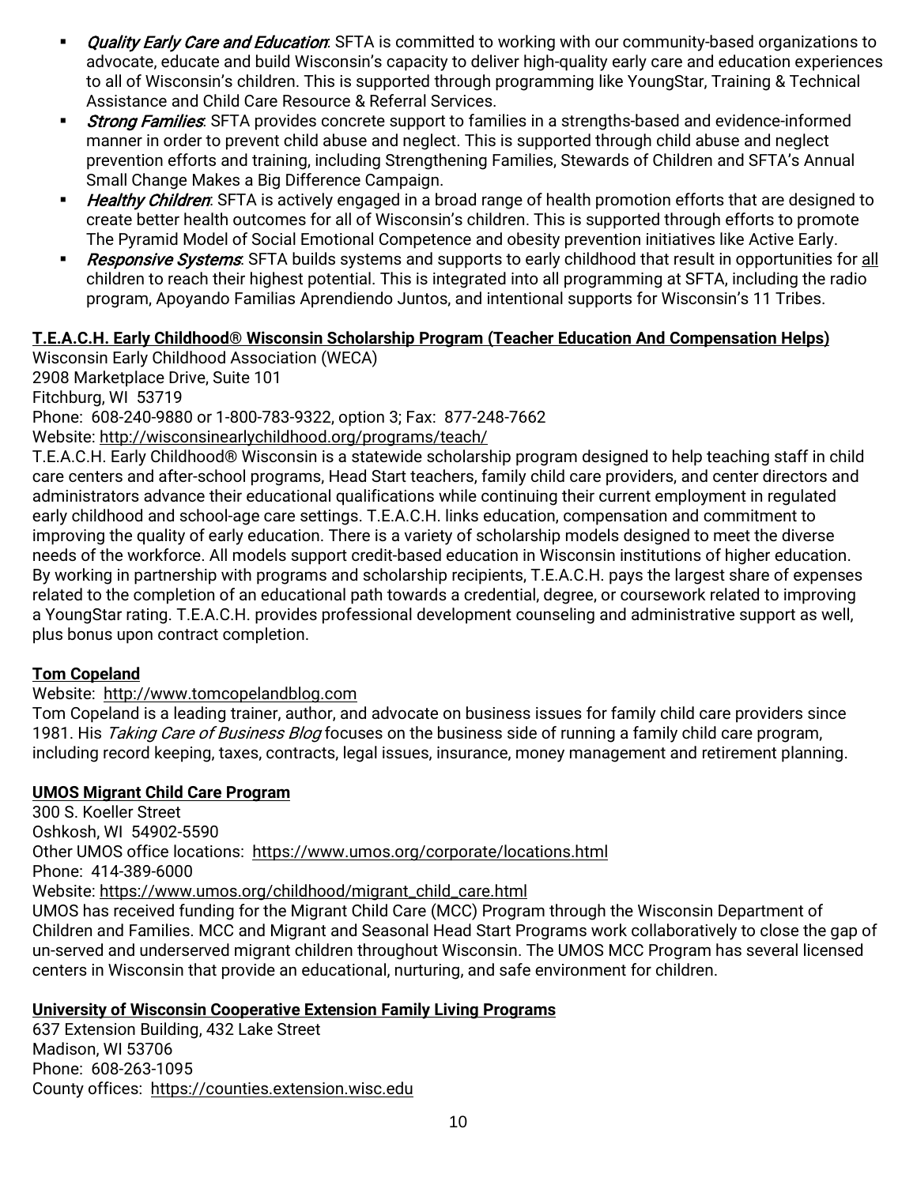- ***Quality Early Care and Education***: SFTA is committed to working with our community-based organizations to advocate, educate and build Wisconsin's capacity to deliver high-quality early care and education experiences to all of Wisconsin's children. This is supported through programming like YoungStar, Training & Technical Assistance and Child Care Resource & Referral Services.
- ***Strong Families***: SFTA provides concrete support to families in a strengths-based and evidence-informed manner in order to prevent child abuse and neglect. This is supported through child abuse and neglect prevention efforts and training, including Strengthening Families, Stewards of Children and SFTA's Annual Small Change Makes a Big Difference Campaign.
- ***Healthy Children***: SFTA is actively engaged in a broad range of health promotion efforts that are designed to create better health outcomes for all of Wisconsin's children. This is supported through efforts to promote The Pyramid Model of Social Emotional Competence and obesity prevention initiatives like Active Early.
- ***Responsive Systems***: SFTA builds systems and supports to early childhood that result in opportunities for <u>all</u> children to reach their highest potential. This is integrated into all programming at SFTA, including the radio program, Apoyando Familias Aprendiendo Juntos, and intentional supports for Wisconsin's 11 Tribes.

**<u>T.E.A.C.H. Early Childhood® Wisconsin Scholarship Program (Teacher Education And Compensation Helps)</u>**

Wisconsin Early Childhood Association (WECA)
2908 Marketplace Drive, Suite 101
Fitchburg, WI 53719
Phone: 608-240-9880 or 1-800-783-9322, option 3; Fax: 877-248-7662
Website: http://wisconsinearlychildhood.org/programs/teach/

T.E.A.C.H. Early Childhood® Wisconsin is a statewide scholarship program designed to help teaching staff in child care centers and after-school programs, Head Start teachers, family child care providers, and center directors and administrators advance their educational qualifications while continuing their current employment in regulated early childhood and school-age care settings. T.E.A.C.H. links education, compensation and commitment to improving the quality of early education. There is a variety of scholarship models designed to meet the diverse needs of the workforce. All models support credit-based education in Wisconsin institutions of higher education. By working in partnership with programs and scholarship recipients, T.E.A.C.H. pays the largest share of expenses related to the completion of an educational path towards a credential, degree, or coursework related to improving a YoungStar rating. T.E.A.C.H. provides professional development counseling and administrative support as well, plus bonus upon contract completion.

**<u>Tom Copeland</u>**

Website: http://www.tomcopelandblog.com

Tom Copeland is a leading trainer, author, and advocate on business issues for family child care providers since 1981. His *Taking Care of Business Blog* focuses on the business side of running a family child care program, including record keeping, taxes, contracts, legal issues, insurance, money management and retirement planning.

**<u>UMOS Migrant Child Care Program</u>**

300 S. Koeller Street
Oshkosh, WI 54902-5590
Other UMOS office locations: https://www.umos.org/corporate/locations.html
Phone: 414-389-6000
Website: https://www.umos.org/childhood/migrant_child_care.html

UMOS has received funding for the Migrant Child Care (MCC) Program through the Wisconsin Department of Children and Families. MCC and Migrant and Seasonal Head Start Programs work collaboratively to close the gap of un-served and underserved migrant children throughout Wisconsin. The UMOS MCC Program has several licensed centers in Wisconsin that provide an educational, nurturing, and safe environment for children.

**<u>University of Wisconsin Cooperative Extension Family Living Programs</u>**

637 Extension Building, 432 Lake Street
Madison, WI 53706
Phone: 608-263-1095
County offices: https://counties.extension.wisc.edu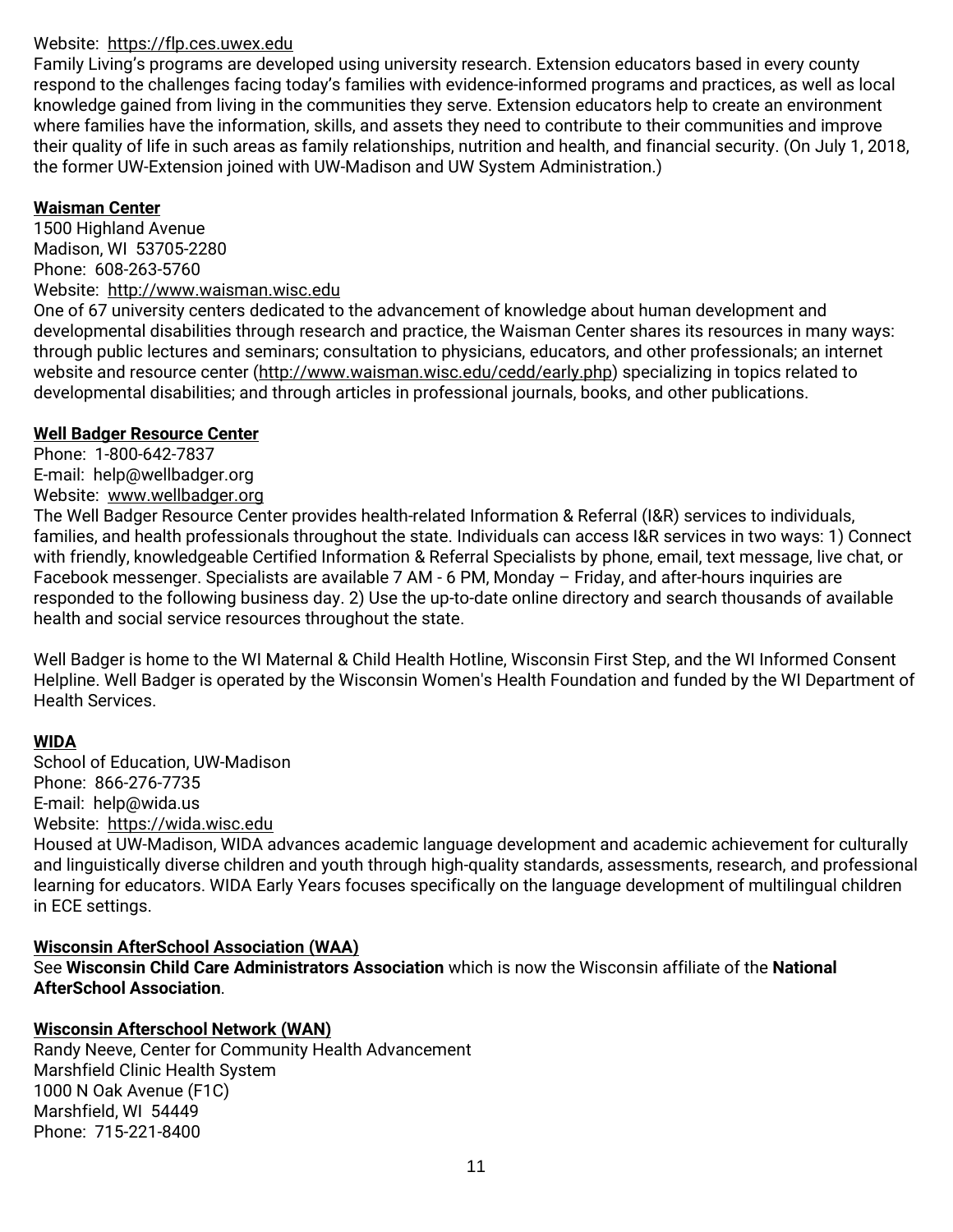Website: https://flp.ces.uwex.edu

Family Living's programs are developed using university research. Extension educators based in every county respond to the challenges facing today's families with evidence-informed programs and practices, as well as local knowledge gained from living in the communities they serve. Extension educators help to create an environment where families have the information, skills, and assets they need to contribute to their communities and improve their quality of life in such areas as family relationships, nutrition and health, and financial security. (On July 1, 2018, the former UW-Extension joined with UW-Madison and UW System Administration.)

**Waisman Center**

1500 Highland Avenue
Madison, WI 53705-2280
Phone: 608-263-5760
Website: http://www.waisman.wisc.edu

One of 67 university centers dedicated to the advancement of knowledge about human development and developmental disabilities through research and practice, the Waisman Center shares its resources in many ways: through public lectures and seminars; consultation to physicians, educators, and other professionals; an internet website and resource center (http://www.waisman.wisc.edu/cedd/early.php) specializing in topics related to developmental disabilities; and through articles in professional journals, books, and other publications.

**Well Badger Resource Center**

Phone: 1-800-642-7837
E-mail: help@wellbadger.org
Website: www.wellbadger.org

The Well Badger Resource Center provides health-related Information & Referral (I&R) services to individuals, families, and health professionals throughout the state. Individuals can access I&R services in two ways: 1) Connect with friendly, knowledgeable Certified Information & Referral Specialists by phone, email, text message, live chat, or Facebook messenger. Specialists are available 7 AM - 6 PM, Monday – Friday, and after-hours inquiries are responded to the following business day. 2) Use the up-to-date online directory and search thousands of available health and social service resources throughout the state.

Well Badger is home to the WI Maternal & Child Health Hotline, Wisconsin First Step, and the WI Informed Consent Helpline. Well Badger is operated by the Wisconsin Women's Health Foundation and funded by the WI Department of Health Services.

**WIDA**

School of Education, UW-Madison
Phone: 866-276-7735
E-mail: help@wida.us
Website: https://wida.wisc.edu

Housed at UW-Madison, WIDA advances academic language development and academic achievement for culturally and linguistically diverse children and youth through high-quality standards, assessments, research, and professional learning for educators. WIDA Early Years focuses specifically on the language development of multilingual children in ECE settings.

**Wisconsin AfterSchool Association (WAA)**

See **Wisconsin Child Care Administrators Association** which is now the Wisconsin affiliate of the **National AfterSchool Association**.

**Wisconsin Afterschool Network (WAN)**

Randy Neeve, Center for Community Health Advancement
Marshfield Clinic Health System
1000 N Oak Avenue (F1C)
Marshfield, WI 54449
Phone: 715-221-8400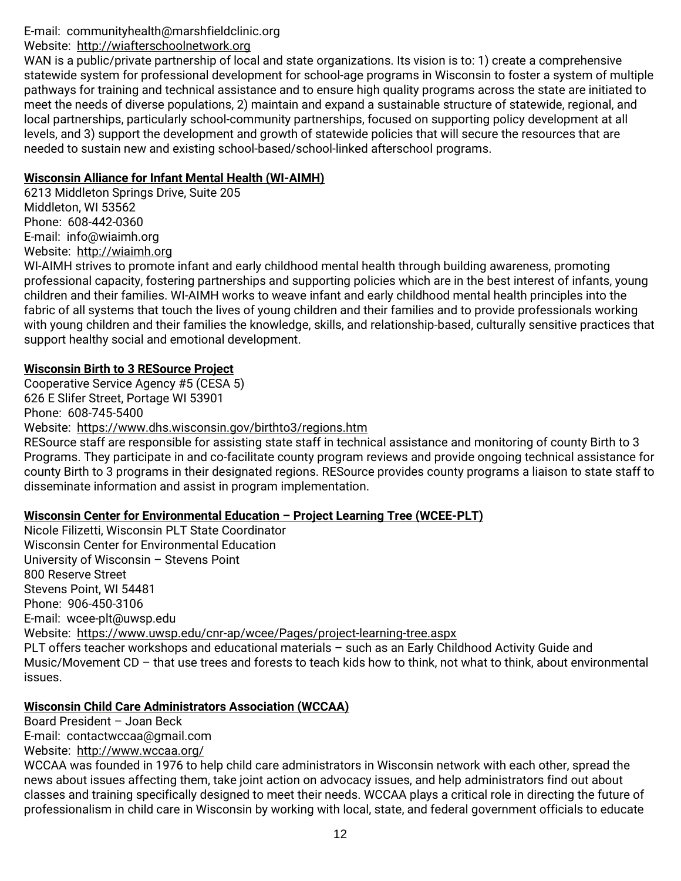E-mail: communityhealth@marshfieldclinic.org
Website: http://wiafterschoolnetwork.org
WAN is a public/private partnership of local and state organizations. Its vision is to: 1) create a comprehensive statewide system for professional development for school-age programs in Wisconsin to foster a system of multiple pathways for training and technical assistance and to ensure high quality programs across the state are initiated to meet the needs of diverse populations, 2) maintain and expand a sustainable structure of statewide, regional, and local partnerships, particularly school-community partnerships, focused on supporting policy development at all levels, and 3) support the development and growth of statewide policies that will secure the resources that are needed to sustain new and existing school-based/school-linked afterschool programs.

**Wisconsin Alliance for Infant Mental Health (WI-AIMH)**
6213 Middleton Springs Drive, Suite 205
Middleton, WI 53562
Phone: 608-442-0360
E-mail: info@wiaimh.org
Website: http://wiaimh.org
WI-AIMH strives to promote infant and early childhood mental health through building awareness, promoting professional capacity, fostering partnerships and supporting policies which are in the best interest of infants, young children and their families. WI-AIMH works to weave infant and early childhood mental health principles into the fabric of all systems that touch the lives of young children and their families and to provide professionals working with young children and their families the knowledge, skills, and relationship-based, culturally sensitive practices that support healthy social and emotional development.

**Wisconsin Birth to 3 RESource Project**
Cooperative Service Agency #5 (CESA 5)
626 E Slifer Street, Portage WI 53901
Phone: 608-745-5400
Website: https://www.dhs.wisconsin.gov/birthto3/regions.htm
RESource staff are responsible for assisting state staff in technical assistance and monitoring of county Birth to 3 Programs. They participate in and co-facilitate county program reviews and provide ongoing technical assistance for county Birth to 3 programs in their designated regions. RESource provides county programs a liaison to state staff to disseminate information and assist in program implementation.

**Wisconsin Center for Environmental Education – Project Learning Tree (WCEE-PLT)**
Nicole Filizetti, Wisconsin PLT State Coordinator
Wisconsin Center for Environmental Education
University of Wisconsin – Stevens Point
800 Reserve Street
Stevens Point, WI 54481
Phone: 906-450-3106
E-mail: wcee-plt@uwsp.edu
Website: https://www.uwsp.edu/cnr-ap/wcee/Pages/project-learning-tree.aspx
PLT offers teacher workshops and educational materials – such as an Early Childhood Activity Guide and Music/Movement CD – that use trees and forests to teach kids how to think, not what to think, about environmental issues.

**Wisconsin Child Care Administrators Association (WCCAA)**
Board President – Joan Beck
E-mail: contactwccaa@gmail.com
Website: http://www.wccaa.org/
WCCAA was founded in 1976 to help child care administrators in Wisconsin network with each other, spread the news about issues affecting them, take joint action on advocacy issues, and help administrators find out about classes and training specifically designed to meet their needs. WCCAA plays a critical role in directing the future of professionalism in child care in Wisconsin by working with local, state, and federal government officials to educate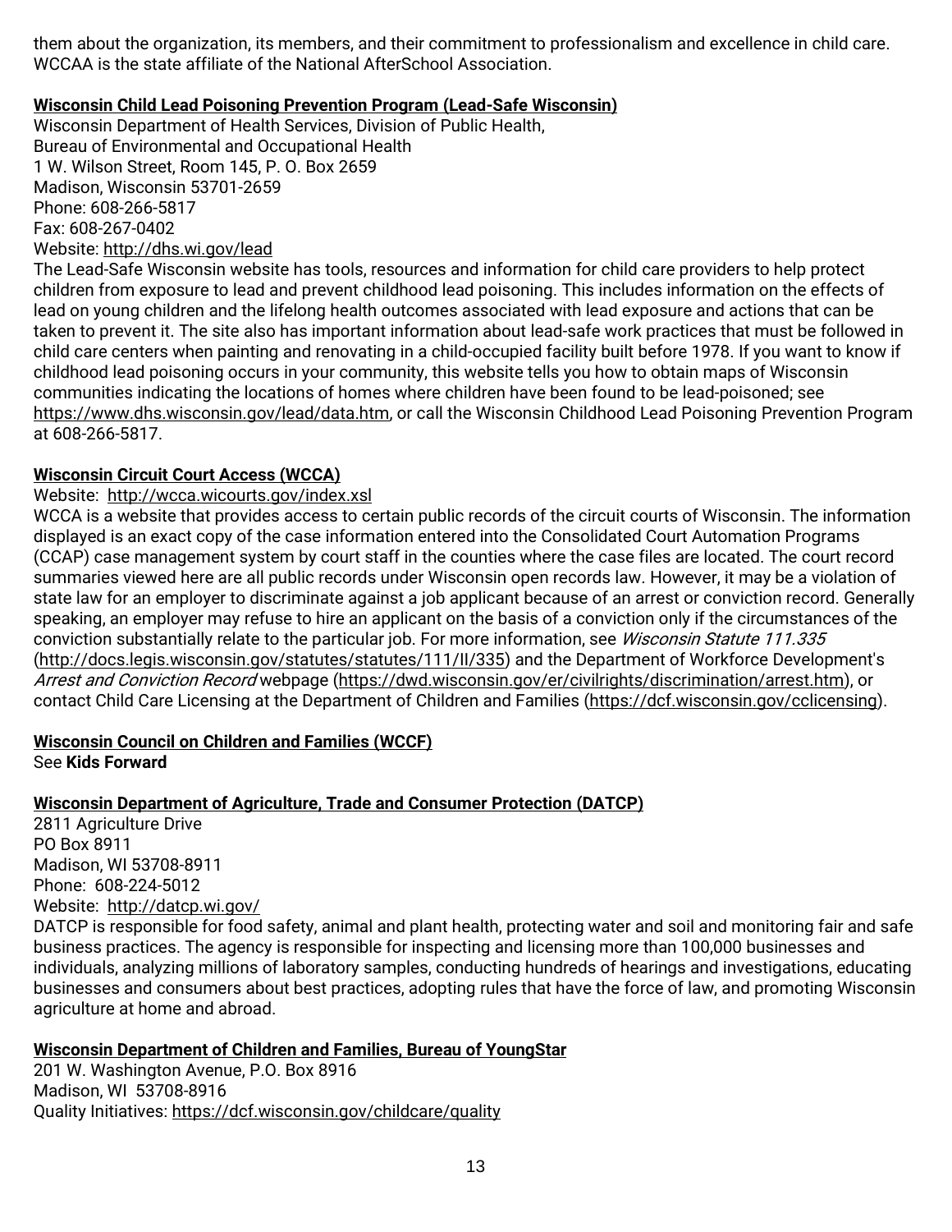them about the organization, its members, and their commitment to professionalism and excellence in child care. WCCAA is the state affiliate of the National AfterSchool Association.

**Wisconsin Child Lead Poisoning Prevention Program (Lead-Safe Wisconsin)**
Wisconsin Department of Health Services, Division of Public Health,
Bureau of Environmental and Occupational Health
1 W. Wilson Street, Room 145, P. O. Box 2659
Madison, Wisconsin 53701-2659
Phone: 608-266-5817
Fax: 608-267-0402
Website: http://dhs.wi.gov/lead
The Lead-Safe Wisconsin website has tools, resources and information for child care providers to help protect children from exposure to lead and prevent childhood lead poisoning. This includes information on the effects of lead on young children and the lifelong health outcomes associated with lead exposure and actions that can be taken to prevent it. The site also has important information about lead-safe work practices that must be followed in child care centers when painting and renovating in a child-occupied facility built before 1978. If you want to know if childhood lead poisoning occurs in your community, this website tells you how to obtain maps of Wisconsin communities indicating the locations of homes where children have been found to be lead-poisoned; see https://www.dhs.wisconsin.gov/lead/data.htm, or call the Wisconsin Childhood Lead Poisoning Prevention Program at 608-266-5817.

**Wisconsin Circuit Court Access (WCCA)**
Website: http://wcca.wicourts.gov/index.xsl
WCCA is a website that provides access to certain public records of the circuit courts of Wisconsin. The information displayed is an exact copy of the case information entered into the Consolidated Court Automation Programs (CCAP) case management system by court staff in the counties where the case files are located. The court record summaries viewed here are all public records under Wisconsin open records law. However, it may be a violation of state law for an employer to discriminate against a job applicant because of an arrest or conviction record. Generally speaking, an employer may refuse to hire an applicant on the basis of a conviction only if the circumstances of the conviction substantially relate to the particular job. For more information, see *Wisconsin Statute 111.335* (http://docs.legis.wisconsin.gov/statutes/statutes/111/II/335) and the Department of Workforce Development's *Arrest and Conviction Record* webpage (https://dwd.wisconsin.gov/er/civilrights/discrimination/arrest.htm), or contact Child Care Licensing at the Department of Children and Families (https://dcf.wisconsin.gov/cclicensing).

**Wisconsin Council on Children and Families (WCCF)**
See **Kids Forward**

**Wisconsin Department of Agriculture, Trade and Consumer Protection (DATCP)**
2811 Agriculture Drive
PO Box 8911
Madison, WI 53708-8911
Phone: 608-224-5012
Website: http://datcp.wi.gov/
DATCP is responsible for food safety, animal and plant health, protecting water and soil and monitoring fair and safe business practices. The agency is responsible for inspecting and licensing more than 100,000 businesses and individuals, analyzing millions of laboratory samples, conducting hundreds of hearings and investigations, educating businesses and consumers about best practices, adopting rules that have the force of law, and promoting Wisconsin agriculture at home and abroad.

**Wisconsin Department of Children and Families, Bureau of YoungStar**
201 W. Washington Avenue, P.O. Box 8916
Madison, WI 53708-8916
Quality Initiatives: https://dcf.wisconsin.gov/childcare/quality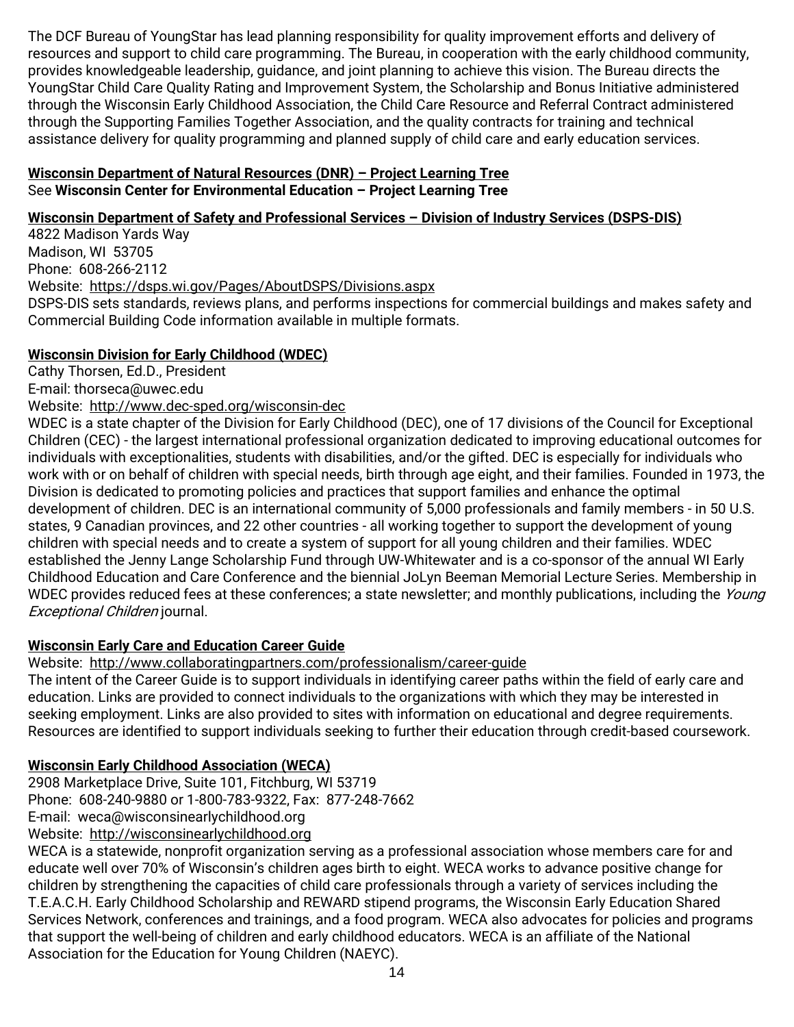The DCF Bureau of YoungStar has lead planning responsibility for quality improvement efforts and delivery of resources and support to child care programming. The Bureau, in cooperation with the early childhood community, provides knowledgeable leadership, guidance, and joint planning to achieve this vision. The Bureau directs the YoungStar Child Care Quality Rating and Improvement System, the Scholarship and Bonus Initiative administered through the Wisconsin Early Childhood Association, the Child Care Resource and Referral Contract administered through the Supporting Families Together Association, and the quality contracts for training and technical assistance delivery for quality programming and planned supply of child care and early education services.

**Wisconsin Department of Natural Resources (DNR) – Project Learning Tree**
See **Wisconsin Center for Environmental Education – Project Learning Tree**

**Wisconsin Department of Safety and Professional Services – Division of Industry Services (DSPS-DIS)**
4822 Madison Yards Way
Madison, WI 53705
Phone: 608-266-2112
Website: https://dsps.wi.gov/Pages/AboutDSPS/Divisions.aspx
DSPS-DIS sets standards, reviews plans, and performs inspections for commercial buildings and makes safety and Commercial Building Code information available in multiple formats.

**Wisconsin Division for Early Childhood (WDEC)**
Cathy Thorsen, Ed.D., President
E-mail: thorseca@uwec.edu
Website: http://www.dec-sped.org/wisconsin-dec
WDEC is a state chapter of the Division for Early Childhood (DEC), one of 17 divisions of the Council for Exceptional Children (CEC) - the largest international professional organization dedicated to improving educational outcomes for individuals with exceptionalities, students with disabilities, and/or the gifted. DEC is especially for individuals who work with or on behalf of children with special needs, birth through age eight, and their families. Founded in 1973, the Division is dedicated to promoting policies and practices that support families and enhance the optimal development of children. DEC is an international community of 5,000 professionals and family members - in 50 U.S. states, 9 Canadian provinces, and 22 other countries - all working together to support the development of young children with special needs and to create a system of support for all young children and their families. WDEC established the Jenny Lange Scholarship Fund through UW-Whitewater and is a co-sponsor of the annual WI Early Childhood Education and Care Conference and the biennial JoLyn Beeman Memorial Lecture Series. Membership in WDEC provides reduced fees at these conferences; a state newsletter; and monthly publications, including the *Young Exceptional Children* journal.

**Wisconsin Early Care and Education Career Guide**
Website: http://www.collaboratingpartners.com/professionalism/career-guide
The intent of the Career Guide is to support individuals in identifying career paths within the field of early care and education. Links are provided to connect individuals to the organizations with which they may be interested in seeking employment. Links are also provided to sites with information on educational and degree requirements. Resources are identified to support individuals seeking to further their education through credit-based coursework.

**Wisconsin Early Childhood Association (WECA)**
2908 Marketplace Drive, Suite 101, Fitchburg, WI 53719
Phone: 608-240-9880 or 1-800-783-9322, Fax: 877-248-7662
E-mail: weca@wisconsinearlychildhood.org
Website: http://wisconsinearlychildhood.org
WECA is a statewide, nonprofit organization serving as a professional association whose members care for and educate well over 70% of Wisconsin's children ages birth to eight. WECA works to advance positive change for children by strengthening the capacities of child care professionals through a variety of services including the T.E.A.C.H. Early Childhood Scholarship and REWARD stipend programs, the Wisconsin Early Education Shared Services Network, conferences and trainings, and a food program. WECA also advocates for policies and programs that support the well-being of children and early childhood educators. WECA is an affiliate of the National Association for the Education for Young Children (NAEYC).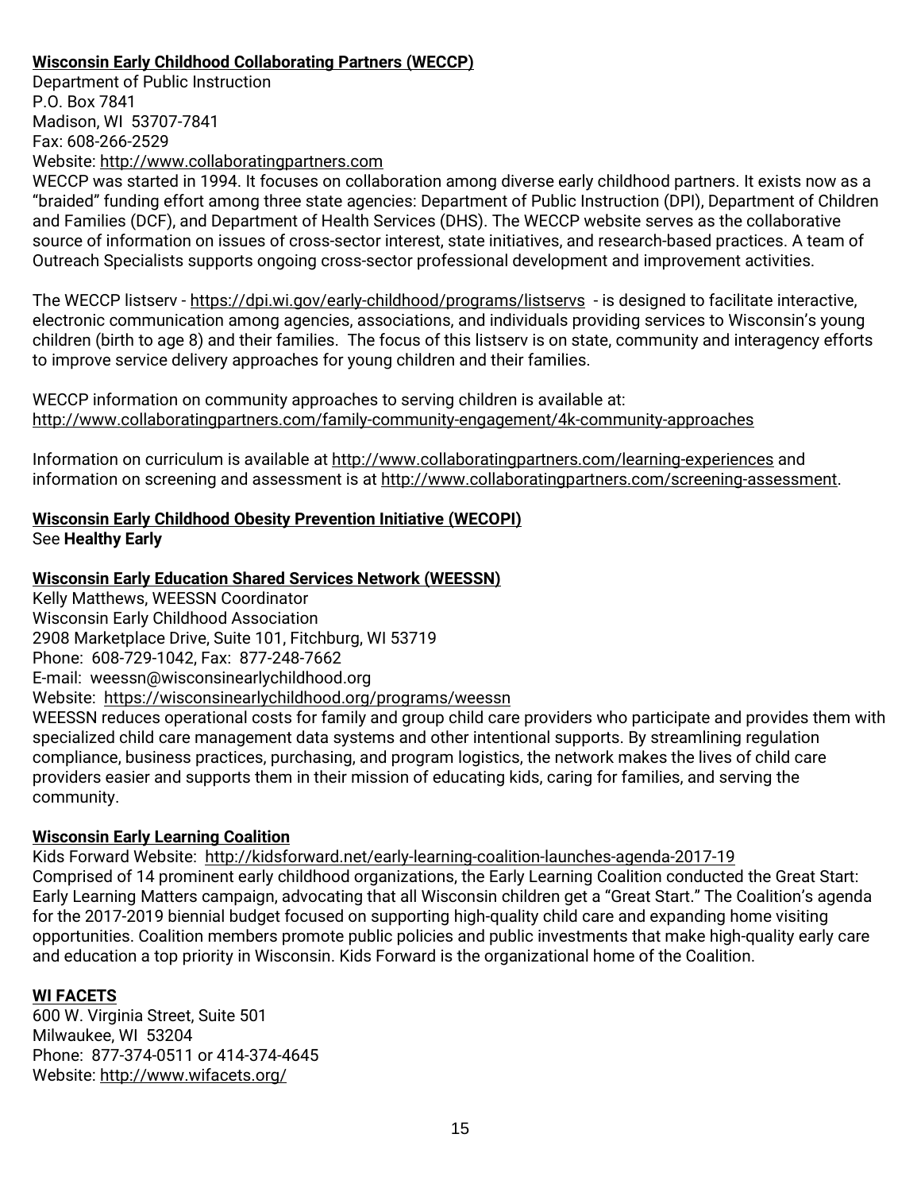**Wisconsin Early Childhood Collaborating Partners (WECCP)**

Department of Public Instruction
P.O. Box 7841
Madison, WI 53707-7841
Fax: 608-266-2529
Website: http://www.collaboratingpartners.com

WECCP was started in 1994. It focuses on collaboration among diverse early childhood partners. It exists now as a "braided" funding effort among three state agencies: Department of Public Instruction (DPI), Department of Children and Families (DCF), and Department of Health Services (DHS). The WECCP website serves as the collaborative source of information on issues of cross-sector interest, state initiatives, and research-based practices. A team of Outreach Specialists supports ongoing cross-sector professional development and improvement activities.

The WECCP listserv - https://dpi.wi.gov/early-childhood/programs/listservs - is designed to facilitate interactive, electronic communication among agencies, associations, and individuals providing services to Wisconsin's young children (birth to age 8) and their families. The focus of this listserv is on state, community and interagency efforts to improve service delivery approaches for young children and their families.

WECCP information on community approaches to serving children is available at:
http://www.collaboratingpartners.com/family-community-engagement/4k-community-approaches

Information on curriculum is available at http://www.collaboratingpartners.com/learning-experiences and information on screening and assessment is at http://www.collaboratingpartners.com/screening-assessment.

**Wisconsin Early Childhood Obesity Prevention Initiative (WECOPI)**

See **Healthy Early**

**Wisconsin Early Education Shared Services Network (WEESSN)**

Kelly Matthews, WEESSN Coordinator
Wisconsin Early Childhood Association
2908 Marketplace Drive, Suite 101, Fitchburg, WI 53719
Phone: 608-729-1042, Fax: 877-248-7662
E-mail: weessn@wisconsinearlychildhood.org
Website: https://wisconsinearlychildhood.org/programs/weessn

WEESSN reduces operational costs for family and group child care providers who participate and provides them with specialized child care management data systems and other intentional supports. By streamlining regulation compliance, business practices, purchasing, and program logistics, the network makes the lives of child care providers easier and supports them in their mission of educating kids, caring for families, and serving the community.

**Wisconsin Early Learning Coalition**

Kids Forward Website: http://kidsforward.net/early-learning-coalition-launches-agenda-2017-19

Comprised of 14 prominent early childhood organizations, the Early Learning Coalition conducted the Great Start: Early Learning Matters campaign, advocating that all Wisconsin children get a "Great Start." The Coalition's agenda for the 2017-2019 biennial budget focused on supporting high-quality child care and expanding home visiting opportunities. Coalition members promote public policies and public investments that make high-quality early care and education a top priority in Wisconsin. Kids Forward is the organizational home of the Coalition.

**WI FACETS**

600 W. Virginia Street, Suite 501
Milwaukee, WI 53204
Phone: 877-374-0511 or 414-374-4645
Website: http://www.wifacets.org/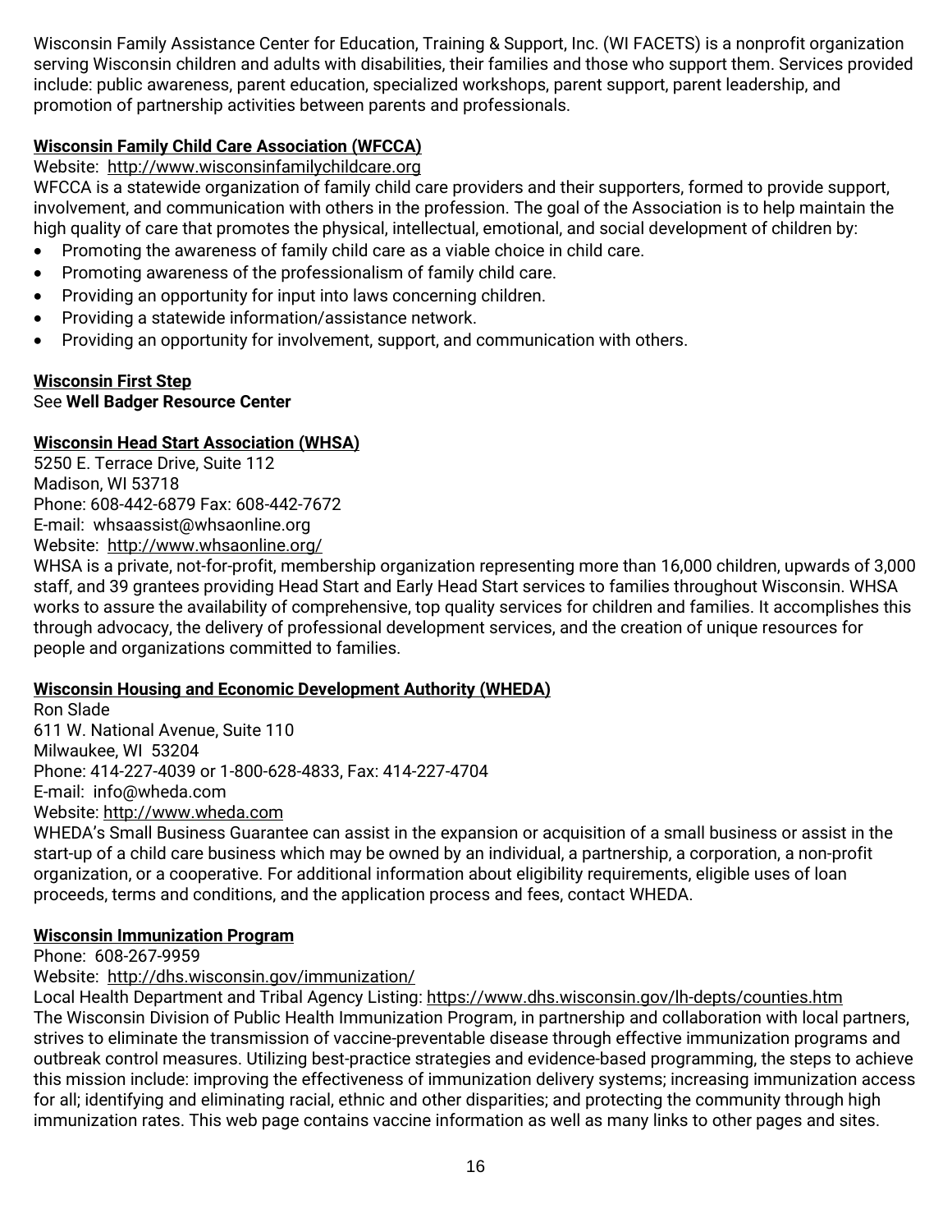Wisconsin Family Assistance Center for Education, Training & Support, Inc. (WI FACETS) is a nonprofit organization serving Wisconsin children and adults with disabilities, their families and those who support them. Services provided include: public awareness, parent education, specialized workshops, parent support, parent leadership, and promotion of partnership activities between parents and professionals.

**Wisconsin Family Child Care Association (WFCCA)**

Website: http://www.wisconsinfamilychildcare.org

WFCCA is a statewide organization of family child care providers and their supporters, formed to provide support, involvement, and communication with others in the profession. The goal of the Association is to help maintain the high quality of care that promotes the physical, intellectual, emotional, and social development of children by:

- Promoting the awareness of family child care as a viable choice in child care.
- Promoting awareness of the professionalism of family child care.
- Providing an opportunity for input into laws concerning children.
- Providing a statewide information/assistance network.
- Providing an opportunity for involvement, support, and communication with others.

**Wisconsin First Step**

See **Well Badger Resource Center**

**Wisconsin Head Start Association (WHSA)**

5250 E. Terrace Drive, Suite 112
Madison, WI 53718
Phone: 608-442-6879 Fax: 608-442-7672
E-mail: whsaassist@whsaonline.org
Website: http://www.whsaonline.org/

WHSA is a private, not-for-profit, membership organization representing more than 16,000 children, upwards of 3,000 staff, and 39 grantees providing Head Start and Early Head Start services to families throughout Wisconsin. WHSA works to assure the availability of comprehensive, top quality services for children and families. It accomplishes this through advocacy, the delivery of professional development services, and the creation of unique resources for people and organizations committed to families.

**Wisconsin Housing and Economic Development Authority (WHEDA)**

Ron Slade
611 W. National Avenue, Suite 110
Milwaukee, WI 53204
Phone: 414-227-4039 or 1-800-628-4833, Fax: 414-227-4704
E-mail: info@wheda.com
Website: http://www.wheda.com

WHEDA's Small Business Guarantee can assist in the expansion or acquisition of a small business or assist in the start-up of a child care business which may be owned by an individual, a partnership, a corporation, a non-profit organization, or a cooperative. For additional information about eligibility requirements, eligible uses of loan proceeds, terms and conditions, and the application process and fees, contact WHEDA.

**Wisconsin Immunization Program**

Phone: 608-267-9959
Website: http://dhs.wisconsin.gov/immunization/
Local Health Department and Tribal Agency Listing: https://www.dhs.wisconsin.gov/lh-depts/counties.htm

The Wisconsin Division of Public Health Immunization Program, in partnership and collaboration with local partners, strives to eliminate the transmission of vaccine-preventable disease through effective immunization programs and outbreak control measures. Utilizing best-practice strategies and evidence-based programming, the steps to achieve this mission include: improving the effectiveness of immunization delivery systems; increasing immunization access for all; identifying and eliminating racial, ethnic and other disparities; and protecting the community through high immunization rates. This web page contains vaccine information as well as many links to other pages and sites.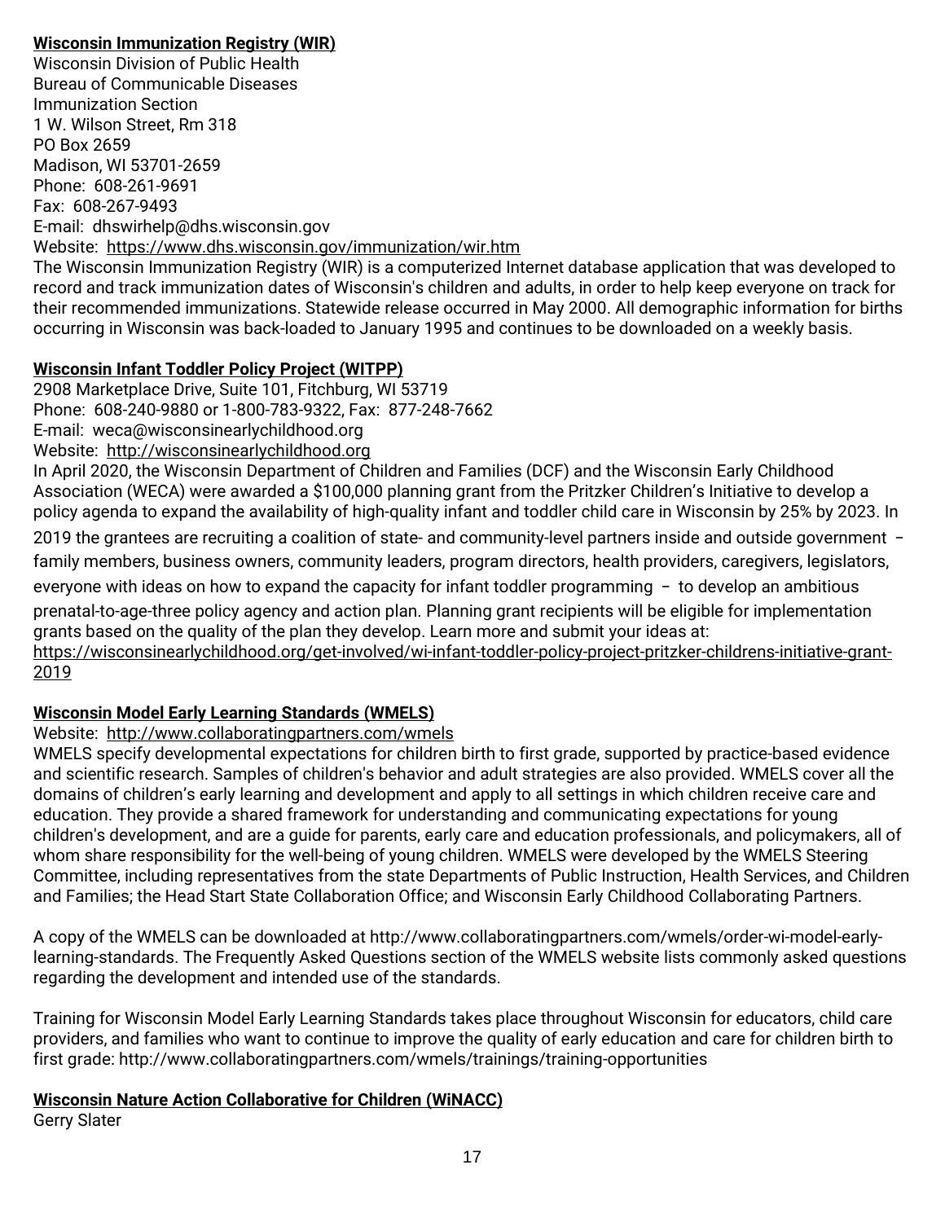**Wisconsin Immunization Registry (WIR)**
Wisconsin Division of Public Health
Bureau of Communicable Diseases
Immunization Section
1 W. Wilson Street, Rm 318
PO Box 2659
Madison, WI 53701-2659
Phone: 608-261-9691
Fax: 608-267-9493
E-mail: dhswirhelp@dhs.wisconsin.gov
Website: https://www.dhs.wisconsin.gov/immunization/wir.htm
The Wisconsin Immunization Registry (WIR) is a computerized Internet database application that was developed to record and track immunization dates of Wisconsin's children and adults, in order to help keep everyone on track for their recommended immunizations. Statewide release occurred in May 2000. All demographic information for births occurring in Wisconsin was back-loaded to January 1995 and continues to be downloaded on a weekly basis.

**Wisconsin Infant Toddler Policy Project (WITPP)**
2908 Marketplace Drive, Suite 101, Fitchburg, WI 53719
Phone: 608-240-9880 or 1-800-783-9322, Fax: 877-248-7662
E-mail: weca@wisconsinearlychildhood.org
Website: http://wisconsinearlychildhood.org
In April 2020, the Wisconsin Department of Children and Families (DCF) and the Wisconsin Early Childhood Association (WECA) were awarded a $100,000 planning grant from the Pritzker Children's Initiative to develop a policy agenda to expand the availability of high-quality infant and toddler child care in Wisconsin by 25% by 2023. In 2019 the grantees are recruiting a coalition of state- and community-level partners inside and outside government – family members, business owners, community leaders, program directors, health providers, caregivers, legislators, everyone with ideas on how to expand the capacity for infant toddler programming – to develop an ambitious prenatal-to-age-three policy agency and action plan. Planning grant recipients will be eligible for implementation grants based on the quality of the plan they develop. Learn more and submit your ideas at: https://wisconsinearlychildhood.org/get-involved/wi-infant-toddler-policy-project-pritzker-childrens-initiative-grant-2019

**Wisconsin Model Early Learning Standards (WMELS)**
Website: http://www.collaboratingpartners.com/wmels
WMELS specify developmental expectations for children birth to first grade, supported by practice-based evidence and scientific research. Samples of children's behavior and adult strategies are also provided. WMELS cover all the domains of children's early learning and development and apply to all settings in which children receive care and education. They provide a shared framework for understanding and communicating expectations for young children's development, and are a guide for parents, early care and education professionals, and policymakers, all of whom share responsibility for the well-being of young children. WMELS were developed by the WMELS Steering Committee, including representatives from the state Departments of Public Instruction, Health Services, and Children and Families; the Head Start State Collaboration Office; and Wisconsin Early Childhood Collaborating Partners.

A copy of the WMELS can be downloaded at http://www.collaboratingpartners.com/wmels/order-wi-model-early-learning-standards. The Frequently Asked Questions section of the WMELS website lists commonly asked questions regarding the development and intended use of the standards.

Training for Wisconsin Model Early Learning Standards takes place throughout Wisconsin for educators, child care providers, and families who want to continue to improve the quality of early education and care for children birth to first grade: http://www.collaboratingpartners.com/wmels/trainings/training-opportunities

**Wisconsin Nature Action Collaborative for Children (WiNACC)**
Gerry Slater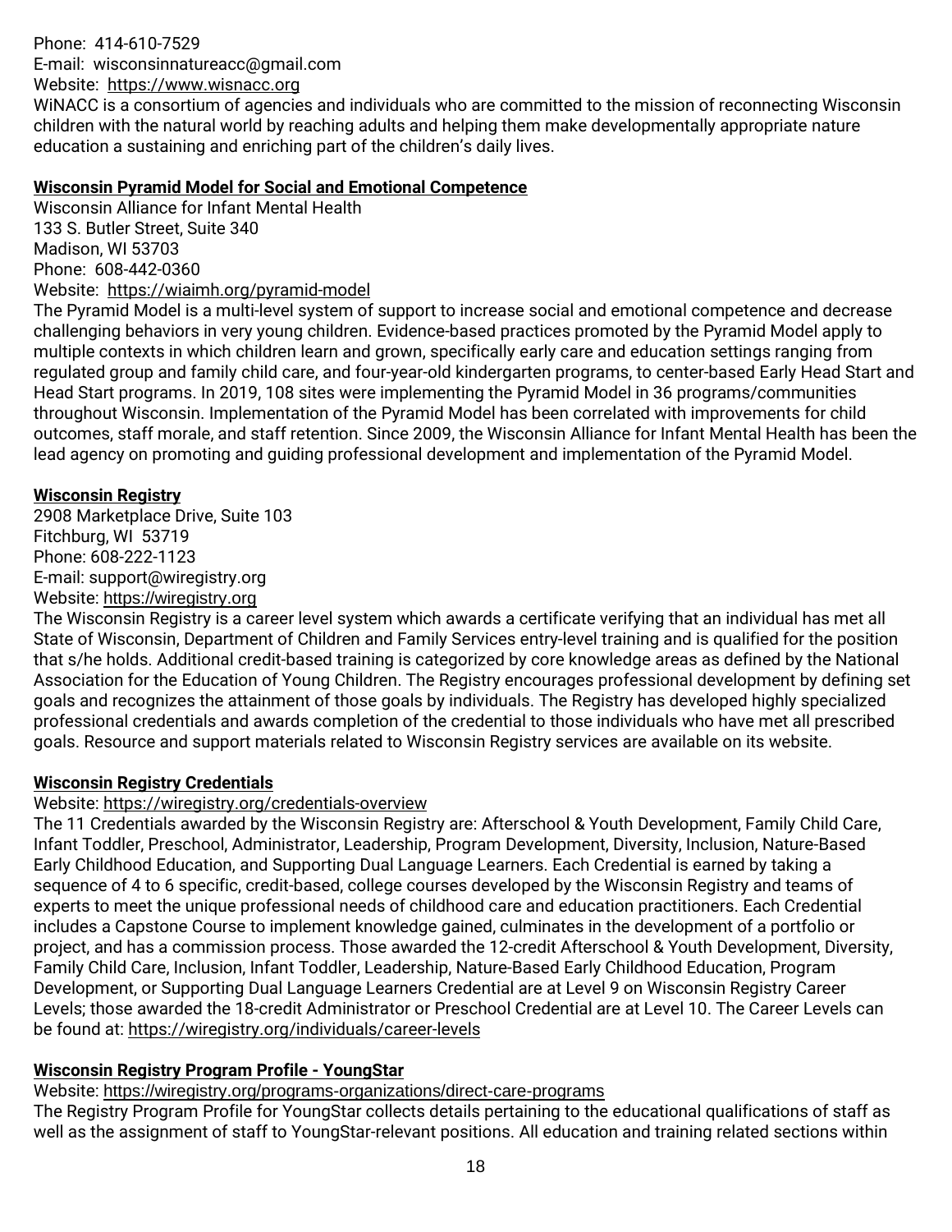Phone: 414-610-7529
E-mail: wisconsinnatureacc@gmail.com
Website: https://www.wisnacc.org

WiNACC is a consortium of agencies and individuals who are committed to the mission of reconnecting Wisconsin children with the natural world by reaching adults and helping them make developmentally appropriate nature education a sustaining and enriching part of the children's daily lives.

**Wisconsin Pyramid Model for Social and Emotional Competence**

Wisconsin Alliance for Infant Mental Health
133 S. Butler Street, Suite 340
Madison, WI 53703
Phone: 608-442-0360
Website: https://wiaimh.org/pyramid-model

The Pyramid Model is a multi-level system of support to increase social and emotional competence and decrease challenging behaviors in very young children. Evidence-based practices promoted by the Pyramid Model apply to multiple contexts in which children learn and grown, specifically early care and education settings ranging from regulated group and family child care, and four-year-old kindergarten programs, to center-based Early Head Start and Head Start programs. In 2019, 108 sites were implementing the Pyramid Model in 36 programs/communities throughout Wisconsin. Implementation of the Pyramid Model has been correlated with improvements for child outcomes, staff morale, and staff retention. Since 2009, the Wisconsin Alliance for Infant Mental Health has been the lead agency on promoting and guiding professional development and implementation of the Pyramid Model.

**Wisconsin Registry**

2908 Marketplace Drive, Suite 103
Fitchburg, WI 53719
Phone: 608-222-1123
E-mail: support@wiregistry.org
Website: https://wiregistry.org

The Wisconsin Registry is a career level system which awards a certificate verifying that an individual has met all State of Wisconsin, Department of Children and Family Services entry-level training and is qualified for the position that s/he holds. Additional credit-based training is categorized by core knowledge areas as defined by the National Association for the Education of Young Children. The Registry encourages professional development by defining set goals and recognizes the attainment of those goals by individuals. The Registry has developed highly specialized professional credentials and awards completion of the credential to those individuals who have met all prescribed goals. Resource and support materials related to Wisconsin Registry services are available on its website.

**Wisconsin Registry Credentials**

Website: https://wiregistry.org/credentials-overview

The 11 Credentials awarded by the Wisconsin Registry are: Afterschool & Youth Development, Family Child Care, Infant Toddler, Preschool, Administrator, Leadership, Program Development, Diversity, Inclusion, Nature-Based Early Childhood Education, and Supporting Dual Language Learners. Each Credential is earned by taking a sequence of 4 to 6 specific, credit-based, college courses developed by the Wisconsin Registry and teams of experts to meet the unique professional needs of childhood care and education practitioners. Each Credential includes a Capstone Course to implement knowledge gained, culminates in the development of a portfolio or project, and has a commission process. Those awarded the 12-credit Afterschool & Youth Development, Diversity, Family Child Care, Inclusion, Infant Toddler, Leadership, Nature-Based Early Childhood Education, Program Development, or Supporting Dual Language Learners Credential are at Level 9 on Wisconsin Registry Career Levels; those awarded the 18-credit Administrator or Preschool Credential are at Level 10. The Career Levels can be found at: https://wiregistry.org/individuals/career-levels

**Wisconsin Registry Program Profile - YoungStar**

Website: https://wiregistry.org/programs-organizations/direct-care-programs

The Registry Program Profile for YoungStar collects details pertaining to the educational qualifications of staff as well as the assignment of staff to YoungStar-relevant positions. All education and training related sections within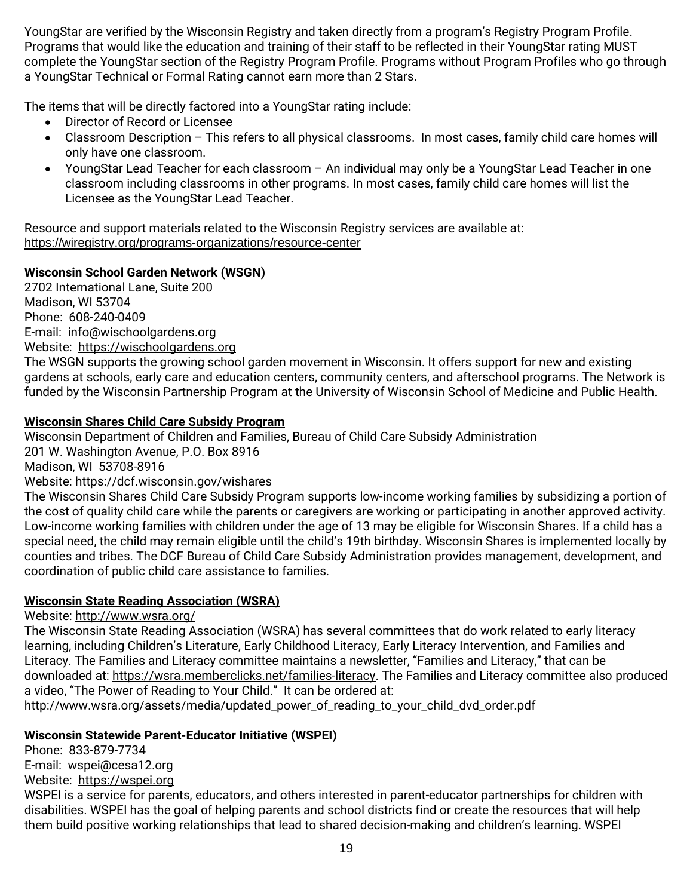YoungStar are verified by the Wisconsin Registry and taken directly from a program's Registry Program Profile. Programs that would like the education and training of their staff to be reflected in their YoungStar rating MUST complete the YoungStar section of the Registry Program Profile. Programs without Program Profiles who go through a YoungStar Technical or Formal Rating cannot earn more than 2 Stars.

The items that will be directly factored into a YoungStar rating include:

- Director of Record or Licensee
- Classroom Description – This refers to all physical classrooms. In most cases, family child care homes will only have one classroom.
- YoungStar Lead Teacher for each classroom – An individual may only be a YoungStar Lead Teacher in one classroom including classrooms in other programs. In most cases, family child care homes will list the Licensee as the YoungStar Lead Teacher.

Resource and support materials related to the Wisconsin Registry services are available at: https://wiregistry.org/programs-organizations/resource-center

**Wisconsin School Garden Network (WSGN)**
2702 International Lane, Suite 200
Madison, WI 53704
Phone: 608-240-0409
E-mail: info@wischoolgardens.org
Website: https://wischoolgardens.org
The WSGN supports the growing school garden movement in Wisconsin. It offers support for new and existing gardens at schools, early care and education centers, community centers, and afterschool programs. The Network is funded by the Wisconsin Partnership Program at the University of Wisconsin School of Medicine and Public Health.

**Wisconsin Shares Child Care Subsidy Program**
Wisconsin Department of Children and Families, Bureau of Child Care Subsidy Administration
201 W. Washington Avenue, P.O. Box 8916
Madison, WI 53708-8916
Website: https://dcf.wisconsin.gov/wishares
The Wisconsin Shares Child Care Subsidy Program supports low-income working families by subsidizing a portion of the cost of quality child care while the parents or caregivers are working or participating in another approved activity. Low-income working families with children under the age of 13 may be eligible for Wisconsin Shares. If a child has a special need, the child may remain eligible until the child's 19th birthday. Wisconsin Shares is implemented locally by counties and tribes. The DCF Bureau of Child Care Subsidy Administration provides management, development, and coordination of public child care assistance to families.

**Wisconsin State Reading Association (WSRA)**
Website: http://www.wsra.org/
The Wisconsin State Reading Association (WSRA) has several committees that do work related to early literacy learning, including Children's Literature, Early Childhood Literacy, Early Literacy Intervention, and Families and Literacy. The Families and Literacy committee maintains a newsletter, "Families and Literacy," that can be downloaded at: https://wsra.memberclicks.net/families-literacy. The Families and Literacy committee also produced a video, "The Power of Reading to Your Child." It can be ordered at: http://www.wsra.org/assets/media/updated_power_of_reading_to_your_child_dvd_order.pdf

**Wisconsin Statewide Parent-Educator Initiative (WSPEI)**
Phone: 833-879-7734
E-mail: wspei@cesa12.org
Website: https://wspei.org
WSPEI is a service for parents, educators, and others interested in parent-educator partnerships for children with disabilities. WSPEI has the goal of helping parents and school districts find or create the resources that will help them build positive working relationships that lead to shared decision-making and children's learning. WSPEI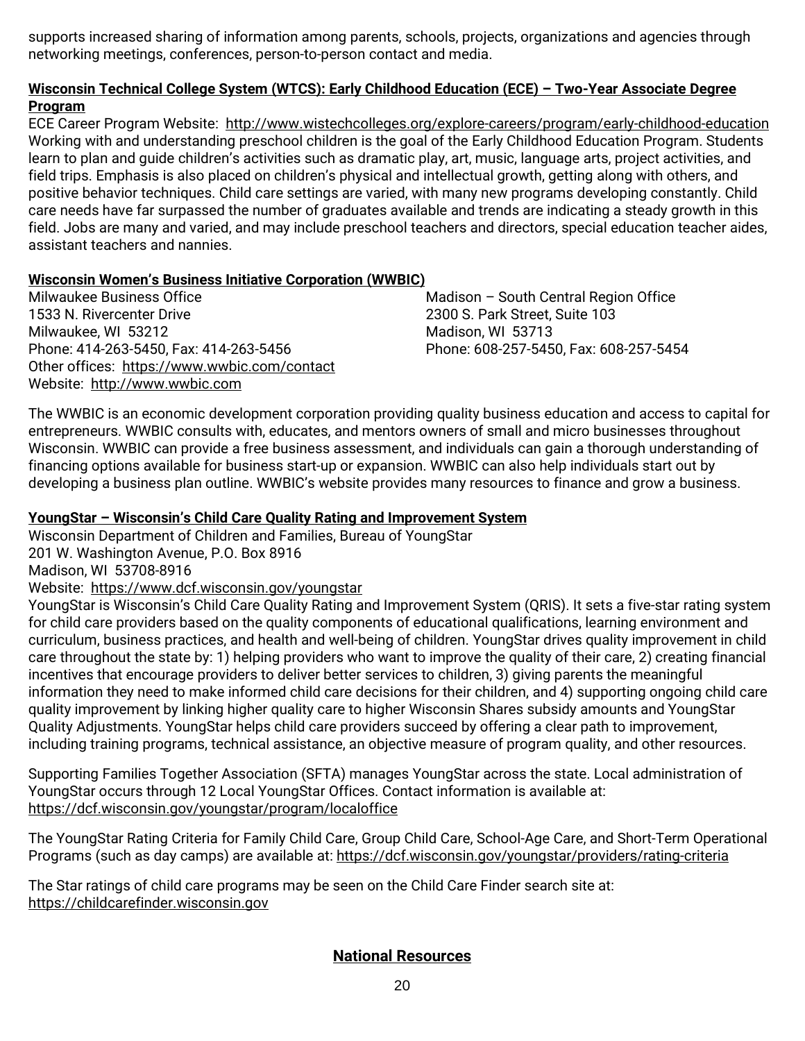supports increased sharing of information among parents, schools, projects, organizations and agencies through networking meetings, conferences, person-to-person contact and media.

**Wisconsin Technical College System (WTCS): Early Childhood Education (ECE) – Two-Year Associate Degree Program**

ECE Career Program Website: http://www.wistechcolleges.org/explore-careers/program/early-childhood-education

Working with and understanding preschool children is the goal of the Early Childhood Education Program. Students learn to plan and guide children's activities such as dramatic play, art, music, language arts, project activities, and field trips. Emphasis is also placed on children's physical and intellectual growth, getting along with others, and positive behavior techniques. Child care settings are varied, with many new programs developing constantly. Child care needs have far surpassed the number of graduates available and trends are indicating a steady growth in this field. Jobs are many and varied, and may include preschool teachers and directors, special education teacher aides, assistant teachers and nannies.

**Wisconsin Women's Business Initiative Corporation (WWBIC)**

Milwaukee Business Office
1533 N. Rivercenter Drive
Milwaukee, WI 53212
Phone: 414-263-5450, Fax: 414-263-5456
Other offices: https://www.wwbic.com/contact
Website: http://www.wwbic.com

Madison – South Central Region Office
2300 S. Park Street, Suite 103
Madison, WI 53713
Phone: 608-257-5450, Fax: 608-257-5454

The WWBIC is an economic development corporation providing quality business education and access to capital for entrepreneurs. WWBIC consults with, educates, and mentors owners of small and micro businesses throughout Wisconsin. WWBIC can provide a free business assessment, and individuals can gain a thorough understanding of financing options available for business start-up or expansion. WWBIC can also help individuals start out by developing a business plan outline. WWBIC's website provides many resources to finance and grow a business.

**YoungStar – Wisconsin's Child Care Quality Rating and Improvement System**

Wisconsin Department of Children and Families, Bureau of YoungStar
201 W. Washington Avenue, P.O. Box 8916
Madison, WI 53708-8916
Website: https://www.dcf.wisconsin.gov/youngstar

YoungStar is Wisconsin's Child Care Quality Rating and Improvement System (QRIS). It sets a five-star rating system for child care providers based on the quality components of educational qualifications, learning environment and curriculum, business practices, and health and well-being of children. YoungStar drives quality improvement in child care throughout the state by: 1) helping providers who want to improve the quality of their care, 2) creating financial incentives that encourage providers to deliver better services to children, 3) giving parents the meaningful information they need to make informed child care decisions for their children, and 4) supporting ongoing child care quality improvement by linking higher quality care to higher Wisconsin Shares subsidy amounts and YoungStar Quality Adjustments. YoungStar helps child care providers succeed by offering a clear path to improvement, including training programs, technical assistance, an objective measure of program quality, and other resources.

Supporting Families Together Association (SFTA) manages YoungStar across the state. Local administration of YoungStar occurs through 12 Local YoungStar Offices. Contact information is available at: https://dcf.wisconsin.gov/youngstar/program/localoffice

The YoungStar Rating Criteria for Family Child Care, Group Child Care, School-Age Care, and Short-Term Operational Programs (such as day camps) are available at: https://dcf.wisconsin.gov/youngstar/providers/rating-criteria

The Star ratings of child care programs may be seen on the Child Care Finder search site at: https://childcarefinder.wisconsin.gov

## National Resources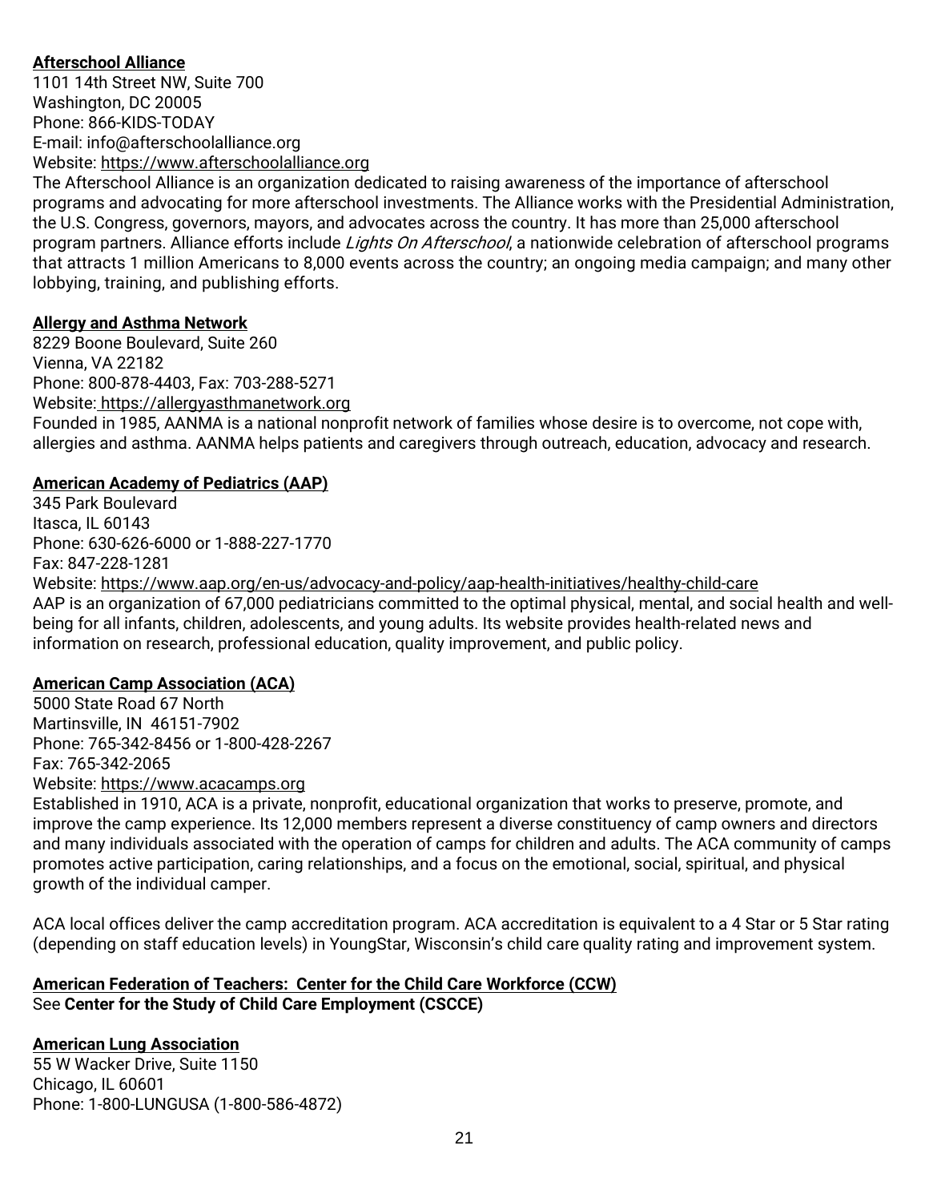**Afterschool Alliance**
1101 14th Street NW, Suite 700
Washington, DC 20005
Phone: 866-KIDS-TODAY
E-mail: info@afterschoolalliance.org
Website: https://www.afterschoolalliance.org
The Afterschool Alliance is an organization dedicated to raising awareness of the importance of afterschool programs and advocating for more afterschool investments. The Alliance works with the Presidential Administration, the U.S. Congress, governors, mayors, and advocates across the country. It has more than 25,000 afterschool program partners. Alliance efforts include *Lights On Afterschool*, a nationwide celebration of afterschool programs that attracts 1 million Americans to 8,000 events across the country; an ongoing media campaign; and many other lobbying, training, and publishing efforts.

**Allergy and Asthma Network**
8229 Boone Boulevard, Suite 260
Vienna, VA 22182
Phone: 800-878-4403, Fax: 703-288-5271
Website: https://allergyasthmanetwork.org
Founded in 1985, AANMA is a national nonprofit network of families whose desire is to overcome, not cope with, allergies and asthma. AANMA helps patients and caregivers through outreach, education, advocacy and research.

**American Academy of Pediatrics (AAP)**
345 Park Boulevard
Itasca, IL 60143
Phone: 630-626-6000 or 1-888-227-1770
Fax: 847-228-1281
Website: https://www.aap.org/en-us/advocacy-and-policy/aap-health-initiatives/healthy-child-care
AAP is an organization of 67,000 pediatricians committed to the optimal physical, mental, and social health and well-being for all infants, children, adolescents, and young adults. Its website provides health-related news and information on research, professional education, quality improvement, and public policy.

**American Camp Association (ACA)**
5000 State Road 67 North
Martinsville, IN 46151-7902
Phone: 765-342-8456 or 1-800-428-2267
Fax: 765-342-2065
Website: https://www.acacamps.org
Established in 1910, ACA is a private, nonprofit, educational organization that works to preserve, promote, and improve the camp experience. Its 12,000 members represent a diverse constituency of camp owners and directors and many individuals associated with the operation of camps for children and adults. The ACA community of camps promotes active participation, caring relationships, and a focus on the emotional, social, spiritual, and physical growth of the individual camper.

ACA local offices deliver the camp accreditation program. ACA accreditation is equivalent to a 4 Star or 5 Star rating (depending on staff education levels) in YoungStar, Wisconsin's child care quality rating and improvement system.

**American Federation of Teachers: Center for the Child Care Workforce (CCW)**
See **Center for the Study of Child Care Employment (CSCCE)**

**American Lung Association**
55 W Wacker Drive, Suite 1150
Chicago, IL 60601
Phone: 1-800-LUNGUSA (1-800-586-4872)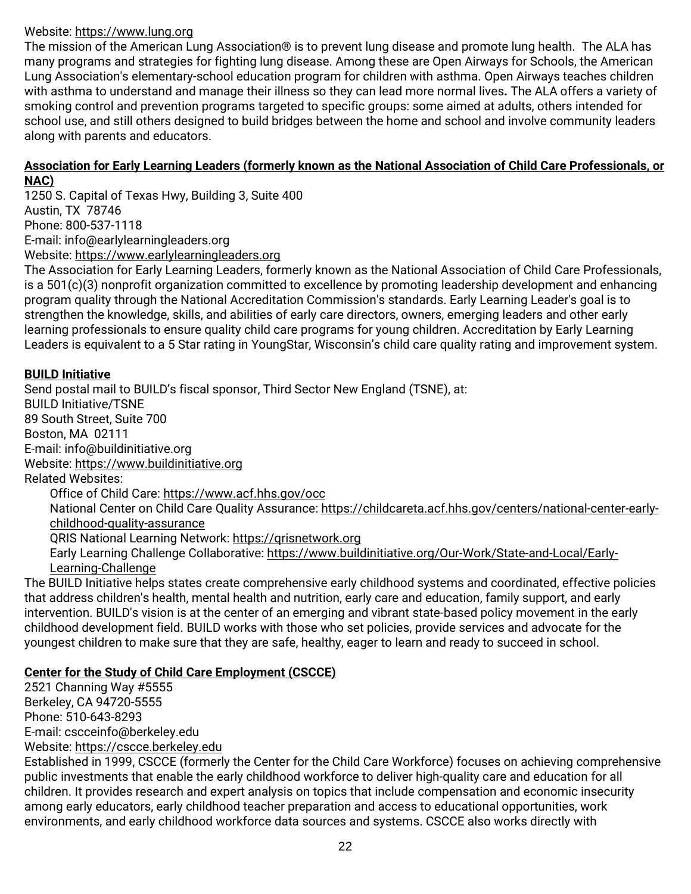Website: https://www.lung.org

The mission of the American Lung Association® is to prevent lung disease and promote lung health. The ALA has many programs and strategies for fighting lung disease. Among these are Open Airways for Schools, the American Lung Association's elementary-school education program for children with asthma. Open Airways teaches children with asthma to understand and manage their illness so they can lead more normal lives**.** The ALA offers a variety of smoking control and prevention programs targeted to specific groups: some aimed at adults, others intended for school use, and still others designed to build bridges between the home and school and involve community leaders along with parents and educators.

**Association for Early Learning Leaders (formerly known as the National Association of Child Care Professionals, or NAC)**

1250 S. Capital of Texas Hwy, Building 3, Suite 400
Austin, TX 78746
Phone: 800-537-1118
E-mail: info@earlylearningleaders.org
Website: https://www.earlylearningleaders.org

The Association for Early Learning Leaders, formerly known as the National Association of Child Care Professionals, is a 501(c)(3) nonprofit organization committed to excellence by promoting leadership development and enhancing program quality through the National Accreditation Commission's standards. Early Learning Leader's goal is to strengthen the knowledge, skills, and abilities of early care directors, owners, emerging leaders and other early learning professionals to ensure quality child care programs for young children. Accreditation by Early Learning Leaders is equivalent to a 5 Star rating in YoungStar, Wisconsin's child care quality rating and improvement system.

**BUILD Initiative**

Send postal mail to BUILD's fiscal sponsor, Third Sector New England (TSNE), at:
BUILD Initiative/TSNE
89 South Street, Suite 700
Boston, MA 02111
E-mail: info@buildinitiative.org
Website: https://www.buildinitiative.org
Related Websites:

- Office of Child Care: https://www.acf.hhs.gov/occ
- National Center on Child Care Quality Assurance: https://childcareta.acf.hhs.gov/centers/national-center-early-childhood-quality-assurance
- QRIS National Learning Network: https://qrisnetwork.org
- Early Learning Challenge Collaborative: https://www.buildinitiative.org/Our-Work/State-and-Local/Early-Learning-Challenge

The BUILD Initiative helps states create comprehensive early childhood systems and coordinated, effective policies that address children's health, mental health and nutrition, early care and education, family support, and early intervention. BUILD's vision is at the center of an emerging and vibrant state-based policy movement in the early childhood development field. BUILD works with those who set policies, provide services and advocate for the youngest children to make sure that they are safe, healthy, eager to learn and ready to succeed in school.

**Center for the Study of Child Care Employment (CSCCE)**

2521 Channing Way #5555
Berkeley, CA 94720-5555
Phone: 510-643-8293
E-mail: cscceinfo@berkeley.edu
Website: https://cscce.berkeley.edu

Established in 1999, CSCCE (formerly the Center for the Child Care Workforce) focuses on achieving comprehensive public investments that enable the early childhood workforce to deliver high-quality care and education for all children. It provides research and expert analysis on topics that include compensation and economic insecurity among early educators, early childhood teacher preparation and access to educational opportunities, work environments, and early childhood workforce data sources and systems. CSCCE also works directly with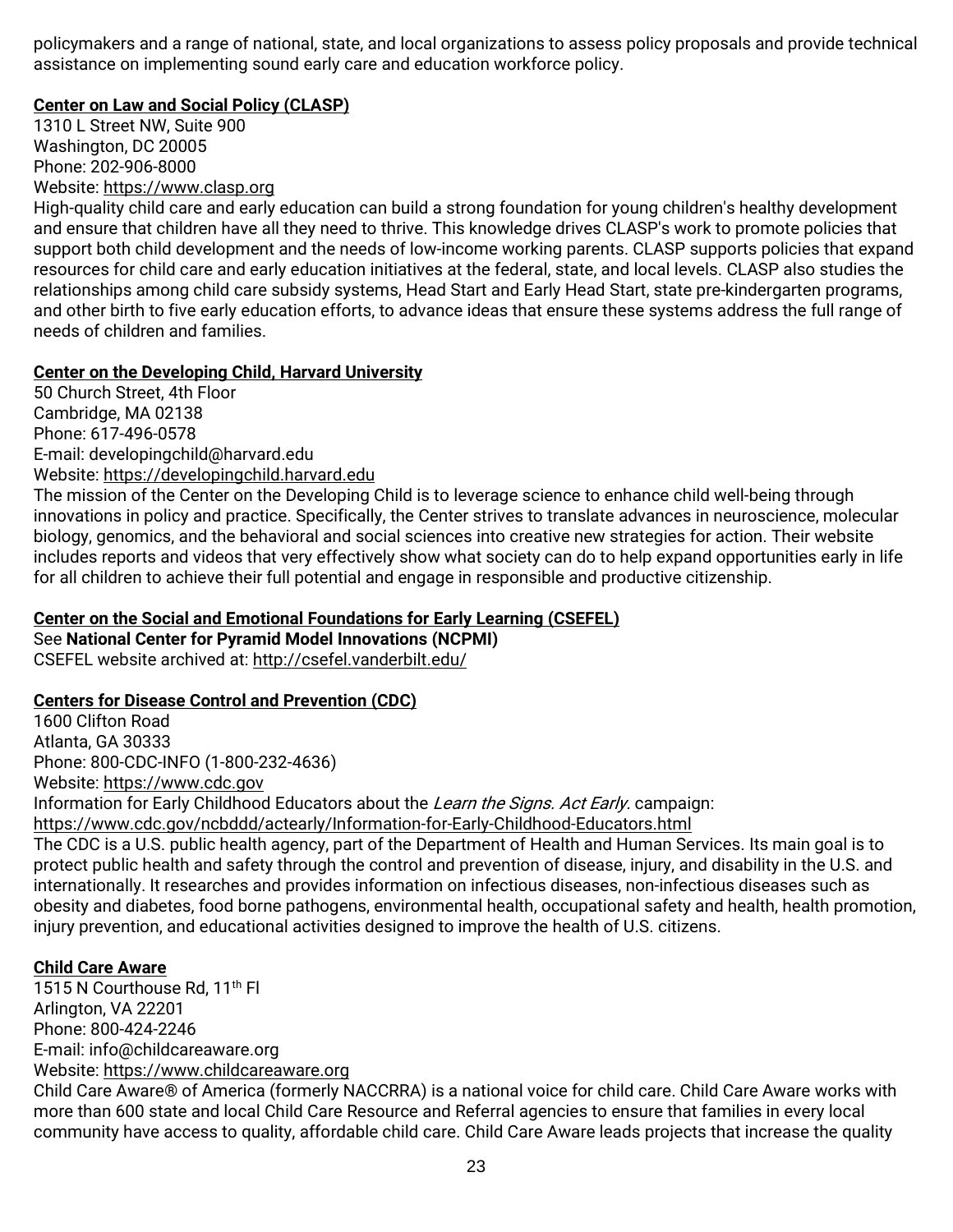policymakers and a range of national, state, and local organizations to assess policy proposals and provide technical assistance on implementing sound early care and education workforce policy.

**Center on Law and Social Policy (CLASP)**
1310 L Street NW, Suite 900
Washington, DC 20005
Phone: 202-906-8000
Website: https://www.clasp.org
High-quality child care and early education can build a strong foundation for young children's healthy development and ensure that children have all they need to thrive. This knowledge drives CLASP's work to promote policies that support both child development and the needs of low-income working parents. CLASP supports policies that expand resources for child care and early education initiatives at the federal, state, and local levels. CLASP also studies the relationships among child care subsidy systems, Head Start and Early Head Start, state pre-kindergarten programs, and other birth to five early education efforts, to advance ideas that ensure these systems address the full range of needs of children and families.

**Center on the Developing Child, Harvard University**
50 Church Street, 4th Floor
Cambridge, MA 02138
Phone: 617-496-0578
E-mail: developingchild@harvard.edu
Website: https://developingchild.harvard.edu
The mission of the Center on the Developing Child is to leverage science to enhance child well-being through innovations in policy and practice. Specifically, the Center strives to translate advances in neuroscience, molecular biology, genomics, and the behavioral and social sciences into creative new strategies for action. Their website includes reports and videos that very effectively show what society can do to help expand opportunities early in life for all children to achieve their full potential and engage in responsible and productive citizenship.

**Center on the Social and Emotional Foundations for Early Learning (CSEFEL)**
See **National Center for Pyramid Model Innovations (NCPMI)**
CSEFEL website archived at: http://csefel.vanderbilt.edu/

**Centers for Disease Control and Prevention (CDC)**
1600 Clifton Road
Atlanta, GA 30333
Phone: 800-CDC-INFO (1-800-232-4636)
Website: https://www.cdc.gov
Information for Early Childhood Educators about the *Learn the Signs. Act Early.* campaign:
https://www.cdc.gov/ncbddd/actearly/Information-for-Early-Childhood-Educators.html
The CDC is a U.S. public health agency, part of the Department of Health and Human Services. Its main goal is to protect public health and safety through the control and prevention of disease, injury, and disability in the U.S. and internationally. It researches and provides information on infectious diseases, non-infectious diseases such as obesity and diabetes, food borne pathogens, environmental health, occupational safety and health, health promotion, injury prevention, and educational activities designed to improve the health of U.S. citizens.

**Child Care Aware**
1515 N Courthouse Rd, 11th Fl
Arlington, VA 22201
Phone: 800-424-2246
E-mail: info@childcareaware.org
Website: https://www.childcareaware.org
Child Care Aware® of America (formerly NACCRRA) is a national voice for child care. Child Care Aware works with more than 600 state and local Child Care Resource and Referral agencies to ensure that families in every local community have access to quality, affordable child care. Child Care Aware leads projects that increase the quality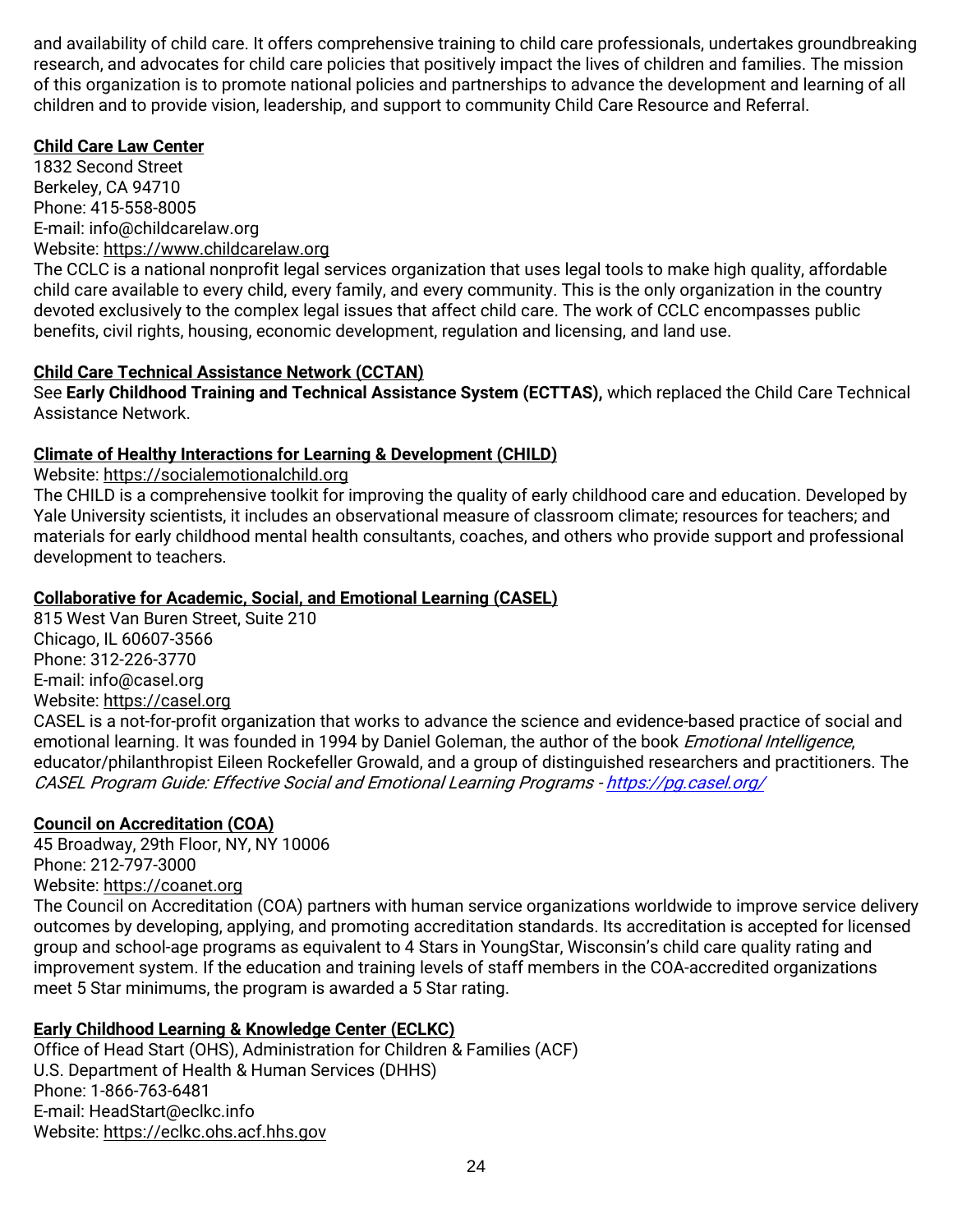and availability of child care. It offers comprehensive training to child care professionals, undertakes groundbreaking research, and advocates for child care policies that positively impact the lives of children and families. The mission of this organization is to promote national policies and partnerships to advance the development and learning of all children and to provide vision, leadership, and support to community Child Care Resource and Referral.

**Child Care Law Center**
1832 Second Street
Berkeley, CA 94710
Phone: 415-558-8005
E-mail: info@childcarelaw.org
Website: https://www.childcarelaw.org
The CCLC is a national nonprofit legal services organization that uses legal tools to make high quality, affordable child care available to every child, every family, and every community. This is the only organization in the country devoted exclusively to the complex legal issues that affect child care. The work of CCLC encompasses public benefits, civil rights, housing, economic development, regulation and licensing, and land use.

**Child Care Technical Assistance Network (CCTAN)**
See **Early Childhood Training and Technical Assistance System (ECTTAS),** which replaced the Child Care Technical Assistance Network.

**Climate of Healthy Interactions for Learning & Development (CHILD)**
Website: https://socialemotionalchild.org
The CHILD is a comprehensive toolkit for improving the quality of early childhood care and education. Developed by Yale University scientists, it includes an observational measure of classroom climate; resources for teachers; and materials for early childhood mental health consultants, coaches, and others who provide support and professional development to teachers.

**Collaborative for Academic, Social, and Emotional Learning (CASEL)**
815 West Van Buren Street, Suite 210
Chicago, IL 60607-3566
Phone: 312-226-3770
E-mail: info@casel.org
Website: https://casel.org
CASEL is a not-for-profit organization that works to advance the science and evidence-based practice of social and emotional learning. It was founded in 1994 by Daniel Goleman, the author of the book *Emotional Intelligence*, educator/philanthropist Eileen Rockefeller Growald, and a group of distinguished researchers and practitioners. The *CASEL Program Guide: Effective Social and Emotional Learning Programs - https://pg.casel.org/*

**Council on Accreditation (COA)**
45 Broadway, 29th Floor, NY, NY 10006
Phone: 212-797-3000
Website: https://coanet.org
The Council on Accreditation (COA) partners with human service organizations worldwide to improve service delivery outcomes by developing, applying, and promoting accreditation standards. Its accreditation is accepted for licensed group and school-age programs as equivalent to 4 Stars in YoungStar, Wisconsin's child care quality rating and improvement system. If the education and training levels of staff members in the COA-accredited organizations meet 5 Star minimums, the program is awarded a 5 Star rating.

**Early Childhood Learning & Knowledge Center (ECLKC)**
Office of Head Start (OHS), Administration for Children & Families (ACF)
U.S. Department of Health & Human Services (DHHS)
Phone: 1-866-763-6481
E-mail: HeadStart@eclkc.info
Website: https://eclkc.ohs.acf.hhs.gov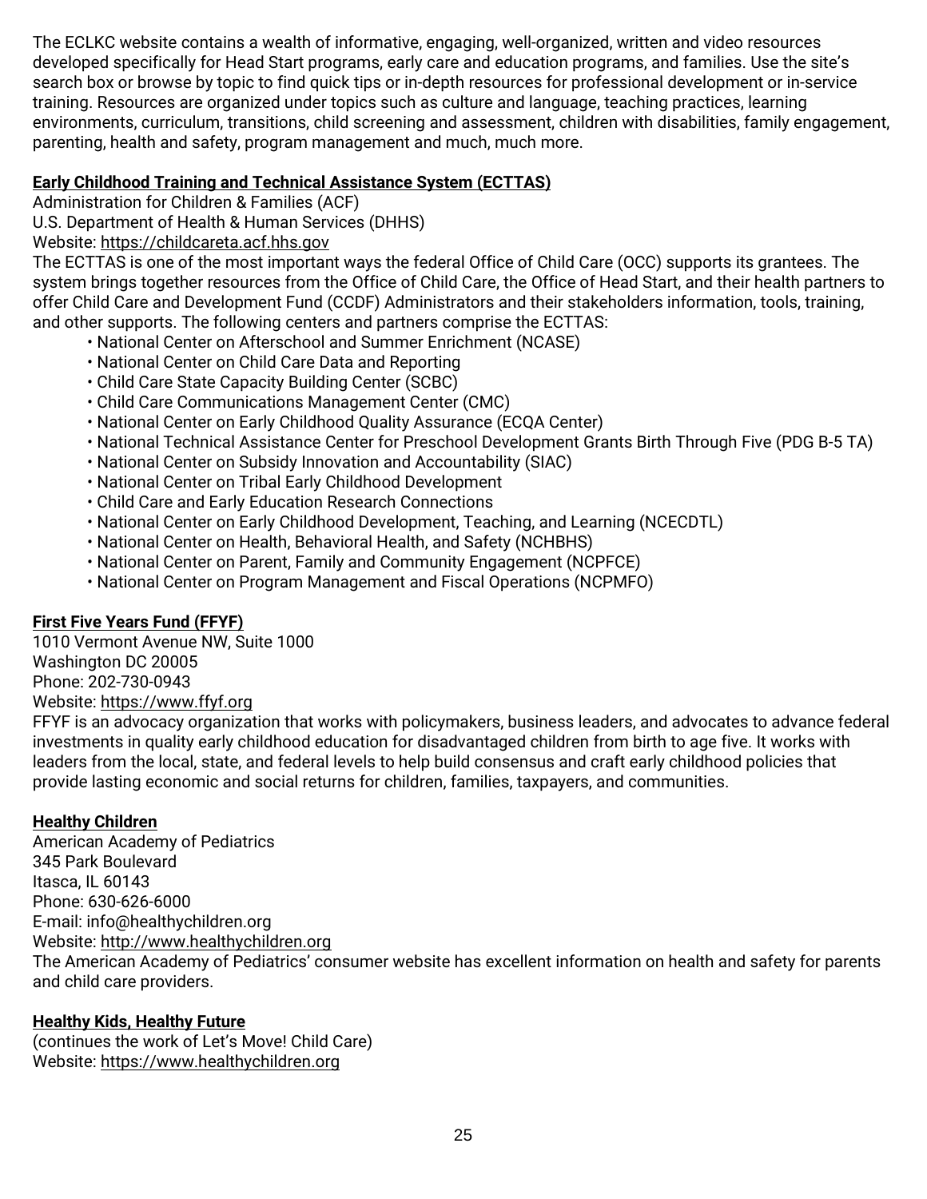The ECLKC website contains a wealth of informative, engaging, well-organized, written and video resources developed specifically for Head Start programs, early care and education programs, and families. Use the site's search box or browse by topic to find quick tips or in-depth resources for professional development or in-service training. Resources are organized under topics such as culture and language, teaching practices, learning environments, curriculum, transitions, child screening and assessment, children with disabilities, family engagement, parenting, health and safety, program management and much, much more.

**Early Childhood Training and Technical Assistance System (ECTTAS)**
Administration for Children & Families (ACF)
U.S. Department of Health & Human Services (DHHS)
Website: https://childcareta.acf.hhs.gov
The ECTTAS is one of the most important ways the federal Office of Child Care (OCC) supports its grantees. The system brings together resources from the Office of Child Care, the Office of Head Start, and their health partners to offer Child Care and Development Fund (CCDF) Administrators and their stakeholders information, tools, training, and other supports. The following centers and partners comprise the ECTTAS:

- National Center on Afterschool and Summer Enrichment (NCASE)
- National Center on Child Care Data and Reporting
- Child Care State Capacity Building Center (SCBC)
- Child Care Communications Management Center (CMC)
- National Center on Early Childhood Quality Assurance (ECQA Center)
- National Technical Assistance Center for Preschool Development Grants Birth Through Five (PDG B-5 TA)
- National Center on Subsidy Innovation and Accountability (SIAC)
- National Center on Tribal Early Childhood Development
- Child Care and Early Education Research Connections
- National Center on Early Childhood Development, Teaching, and Learning (NCECDTL)
- National Center on Health, Behavioral Health, and Safety (NCHBHS)
- National Center on Parent, Family and Community Engagement (NCPFCE)
- National Center on Program Management and Fiscal Operations (NCPMFO)

**First Five Years Fund (FFYF)**
1010 Vermont Avenue NW, Suite 1000
Washington DC 20005
Phone: 202-730-0943
Website: https://www.ffyf.org
FFYF is an advocacy organization that works with policymakers, business leaders, and advocates to advance federal investments in quality early childhood education for disadvantaged children from birth to age five. It works with leaders from the local, state, and federal levels to help build consensus and craft early childhood policies that provide lasting economic and social returns for children, families, taxpayers, and communities.

**Healthy Children**
American Academy of Pediatrics
345 Park Boulevard
Itasca, IL 60143
Phone: 630-626-6000
E-mail: info@healthychildren.org
Website: http://www.healthychildren.org
The American Academy of Pediatrics' consumer website has excellent information on health and safety for parents and child care providers.

**Healthy Kids, Healthy Future**
(continues the work of Let's Move! Child Care)
Website: https://www.healthychildren.org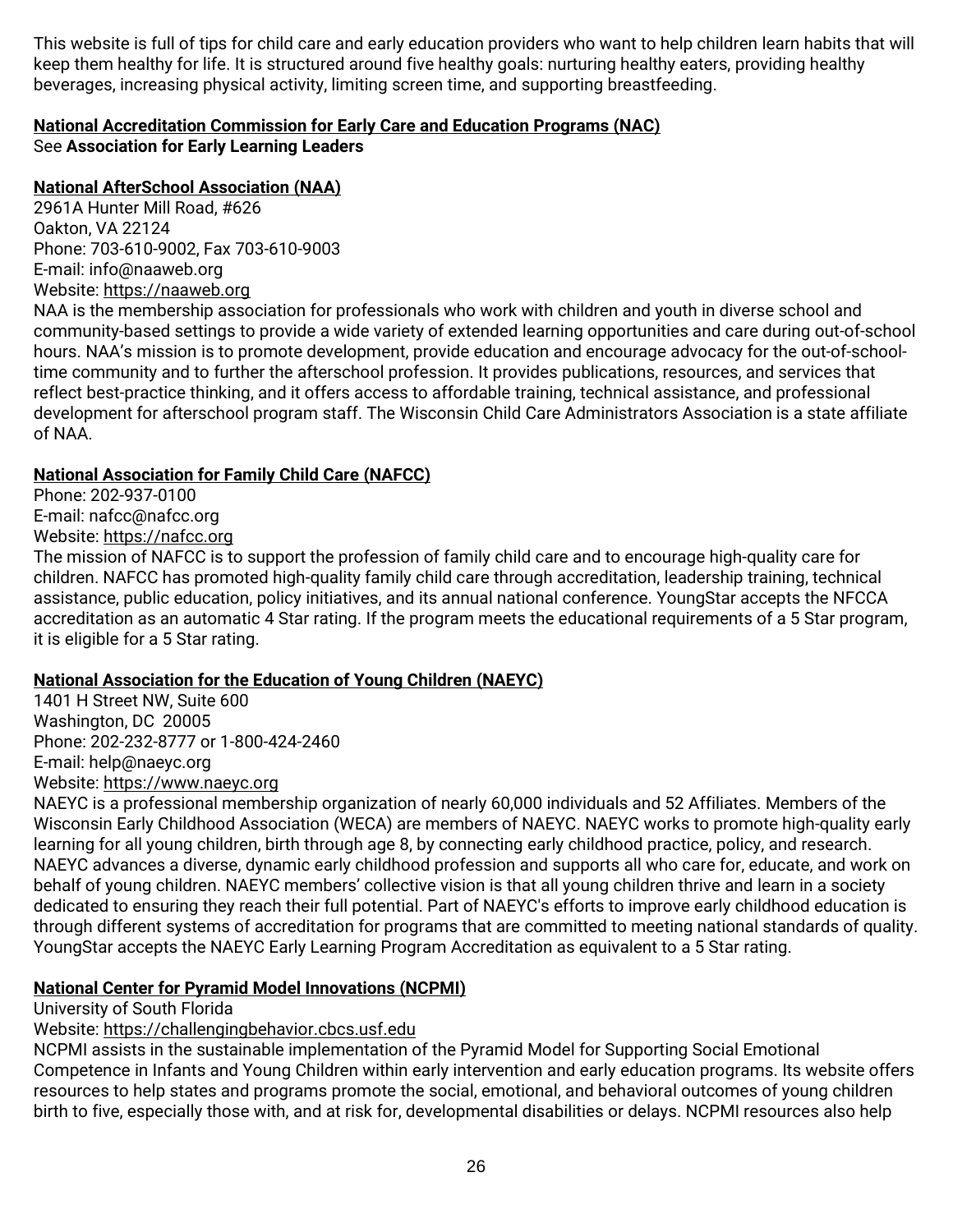This website is full of tips for child care and early education providers who want to help children learn habits that will keep them healthy for life. It is structured around five healthy goals: nurturing healthy eaters, providing healthy beverages, increasing physical activity, limiting screen time, and supporting breastfeeding.

**National Accreditation Commission for Early Care and Education Programs (NAC)**
See **Association for Early Learning Leaders**

**National AfterSchool Association (NAA)**
2961A Hunter Mill Road, #626
Oakton, VA 22124
Phone: 703-610-9002, Fax 703-610-9003
E-mail: info@naaweb.org
Website: https://naaweb.org
NAA is the membership association for professionals who work with children and youth in diverse school and community-based settings to provide a wide variety of extended learning opportunities and care during out-of-school hours. NAA's mission is to promote development, provide education and encourage advocacy for the out-of-school-time community and to further the afterschool profession. It provides publications, resources, and services that reflect best-practice thinking, and it offers access to affordable training, technical assistance, and professional development for afterschool program staff. The Wisconsin Child Care Administrators Association is a state affiliate of NAA.

**National Association for Family Child Care (NAFCC)**
Phone: 202-937-0100
E-mail: nafcc@nafcc.org
Website: https://nafcc.org
The mission of NAFCC is to support the profession of family child care and to encourage high-quality care for children. NAFCC has promoted high-quality family child care through accreditation, leadership training, technical assistance, public education, policy initiatives, and its annual national conference. YoungStar accepts the NFCCA accreditation as an automatic 4 Star rating. If the program meets the educational requirements of a 5 Star program, it is eligible for a 5 Star rating.

**National Association for the Education of Young Children (NAEYC)**
1401 H Street NW, Suite 600
Washington, DC 20005
Phone: 202-232-8777 or 1-800-424-2460
E-mail: help@naeyc.org
Website: https://www.naeyc.org
NAEYC is a professional membership organization of nearly 60,000 individuals and 52 Affiliates. Members of the Wisconsin Early Childhood Association (WECA) are members of NAEYC. NAEYC works to promote high-quality early learning for all young children, birth through age 8, by connecting early childhood practice, policy, and research. NAEYC advances a diverse, dynamic early childhood profession and supports all who care for, educate, and work on behalf of young children. NAEYC members' collective vision is that all young children thrive and learn in a society dedicated to ensuring they reach their full potential. Part of NAEYC's efforts to improve early childhood education is through different systems of accreditation for programs that are committed to meeting national standards of quality. YoungStar accepts the NAEYC Early Learning Program Accreditation as equivalent to a 5 Star rating.

**National Center for Pyramid Model Innovations (NCPMI)**
University of South Florida
Website: https://challengingbehavior.cbcs.usf.edu
NCPMI assists in the sustainable implementation of the Pyramid Model for Supporting Social Emotional Competence in Infants and Young Children within early intervention and early education programs. Its website offers resources to help states and programs promote the social, emotional, and behavioral outcomes of young children birth to five, especially those with, and at risk for, developmental disabilities or delays. NCPMI resources also help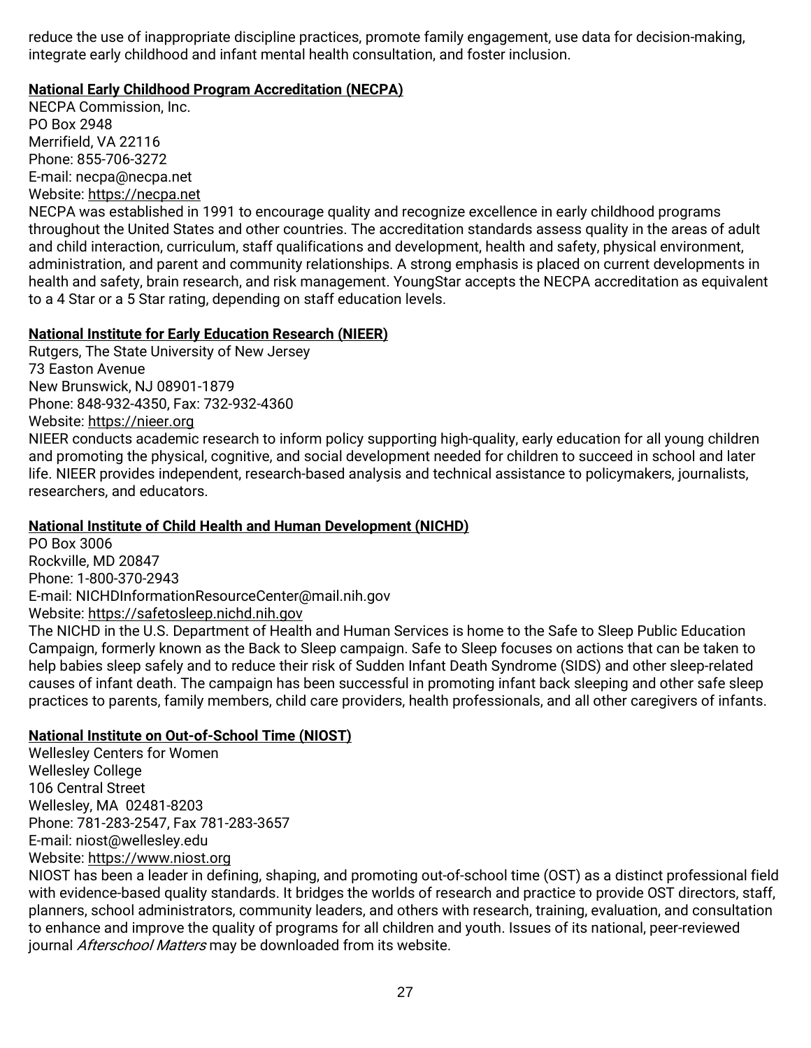reduce the use of inappropriate discipline practices, promote family engagement, use data for decision-making, integrate early childhood and infant mental health consultation, and foster inclusion.

**National Early Childhood Program Accreditation (NECPA)**

NECPA Commission, Inc.
PO Box 2948
Merrifield, VA 22116
Phone: 855-706-3272
E-mail: necpa@necpa.net
Website: https://necpa.net

NECPA was established in 1991 to encourage quality and recognize excellence in early childhood programs throughout the United States and other countries. The accreditation standards assess quality in the areas of adult and child interaction, curriculum, staff qualifications and development, health and safety, physical environment, administration, and parent and community relationships. A strong emphasis is placed on current developments in health and safety, brain research, and risk management. YoungStar accepts the NECPA accreditation as equivalent to a 4 Star or a 5 Star rating, depending on staff education levels.

**National Institute for Early Education Research (NIEER)**

Rutgers, The State University of New Jersey
73 Easton Avenue
New Brunswick, NJ 08901-1879
Phone: 848-932-4350, Fax: 732-932-4360
Website: https://nieer.org

NIEER conducts academic research to inform policy supporting high-quality, early education for all young children and promoting the physical, cognitive, and social development needed for children to succeed in school and later life. NIEER provides independent, research-based analysis and technical assistance to policymakers, journalists, researchers, and educators.

**National Institute of Child Health and Human Development (NICHD)**

PO Box 3006
Rockville, MD 20847
Phone: 1-800-370-2943
E-mail: NICHDInformationResourceCenter@mail.nih.gov
Website: https://safetosleep.nichd.nih.gov

The NICHD in the U.S. Department of Health and Human Services is home to the Safe to Sleep Public Education Campaign, formerly known as the Back to Sleep campaign. Safe to Sleep focuses on actions that can be taken to help babies sleep safely and to reduce their risk of Sudden Infant Death Syndrome (SIDS) and other sleep-related causes of infant death. The campaign has been successful in promoting infant back sleeping and other safe sleep practices to parents, family members, child care providers, health professionals, and all other caregivers of infants.

**National Institute on Out-of-School Time (NIOST)**

Wellesley Centers for Women
Wellesley College
106 Central Street
Wellesley, MA 02481-8203
Phone: 781-283-2547, Fax 781-283-3657
E-mail: niost@wellesley.edu
Website: https://www.niost.org

NIOST has been a leader in defining, shaping, and promoting out-of-school time (OST) as a distinct professional field with evidence-based quality standards. It bridges the worlds of research and practice to provide OST directors, staff, planners, school administrators, community leaders, and others with research, training, evaluation, and consultation to enhance and improve the quality of programs for all children and youth. Issues of its national, peer-reviewed journal *Afterschool Matters* may be downloaded from its website.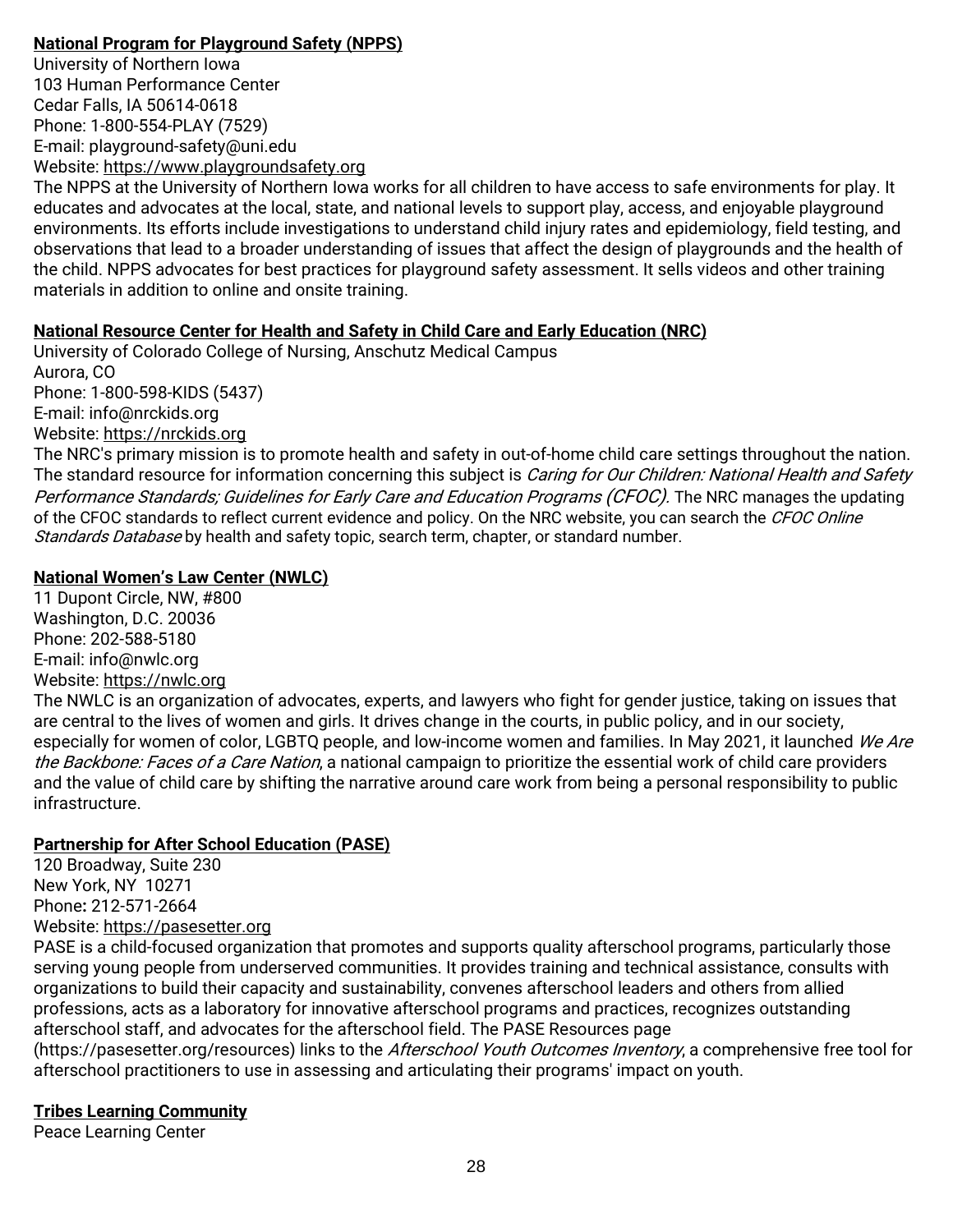**National Program for Playground Safety (NPPS)**
University of Northern Iowa
103 Human Performance Center
Cedar Falls, IA 50614-0618
Phone: 1-800-554-PLAY (7529)
E-mail: playground-safety@uni.edu
Website: https://www.playgroundsafety.org
The NPPS at the University of Northern Iowa works for all children to have access to safe environments for play. It educates and advocates at the local, state, and national levels to support play, access, and enjoyable playground environments. Its efforts include investigations to understand child injury rates and epidemiology, field testing, and observations that lead to a broader understanding of issues that affect the design of playgrounds and the health of the child. NPPS advocates for best practices for playground safety assessment. It sells videos and other training materials in addition to online and onsite training.

**National Resource Center for Health and Safety in Child Care and Early Education (NRC)**
University of Colorado College of Nursing, Anschutz Medical Campus
Aurora, CO
Phone: 1-800-598-KIDS (5437)
E-mail: info@nrckids.org
Website: https://nrckids.org
The NRC's primary mission is to promote health and safety in out-of-home child care settings throughout the nation. The standard resource for information concerning this subject is *Caring for Our Children: National Health and Safety Performance Standards; Guidelines for Early Care and Education Programs (CFOC).* The NRC manages the updating of the CFOC standards to reflect current evidence and policy. On the NRC website, you can search the *CFOC Online Standards Database* by health and safety topic, search term, chapter, or standard number.

**National Women's Law Center (NWLC)**
11 Dupont Circle, NW, #800
Washington, D.C. 20036
Phone: 202-588-5180
E-mail: info@nwlc.org
Website: https://nwlc.org
The NWLC is an organization of advocates, experts, and lawyers who fight for gender justice, taking on issues that are central to the lives of women and girls. It drives change in the courts, in public policy, and in our society, especially for women of color, LGBTQ people, and low-income women and families. In May 2021, it launched *We Are the Backbone: Faces of a Care Nation*, a national campaign to prioritize the essential work of child care providers and the value of child care by shifting the narrative around care work from being a personal responsibility to public infrastructure.

**Partnership for After School Education (PASE)**
120 Broadway, Suite 230
New York, NY 10271
Phone**:** 212-571-2664
Website: https://pasesetter.org
PASE is a child-focused organization that promotes and supports quality afterschool programs, particularly those serving young people from underserved communities. It provides training and technical assistance, consults with organizations to build their capacity and sustainability, convenes afterschool leaders and others from allied professions, acts as a laboratory for innovative afterschool programs and practices, recognizes outstanding afterschool staff, and advocates for the afterschool field. The PASE Resources page (https://pasesetter.org/resources) links to the *Afterschool Youth Outcomes Inventory*, a comprehensive free tool for afterschool practitioners to use in assessing and articulating their programs' impact on youth.

**Tribes Learning Community**
Peace Learning Center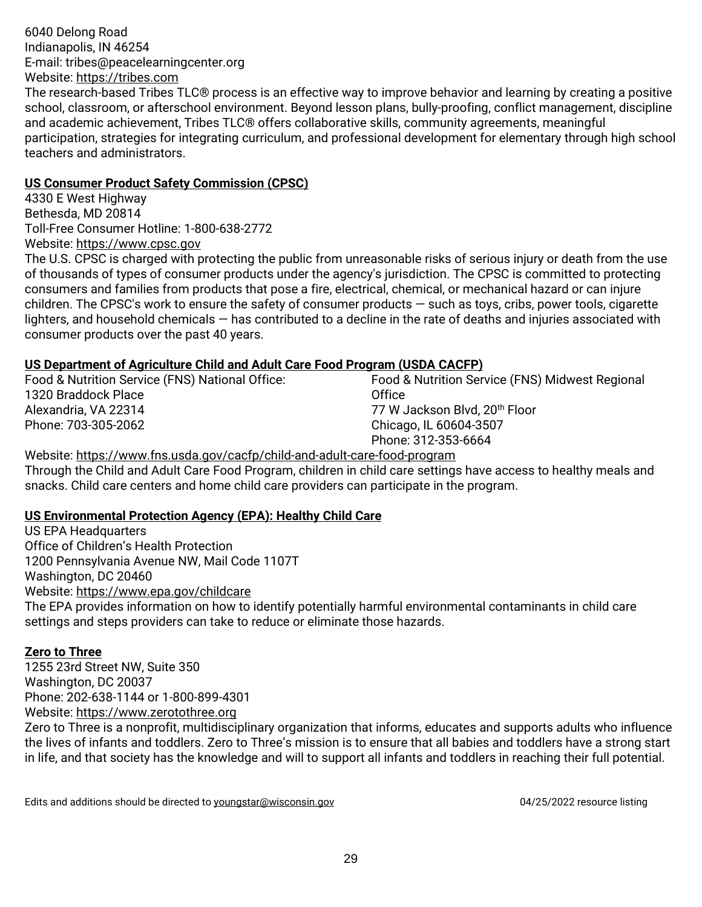6040 Delong Road
Indianapolis, IN 46254
E-mail: tribes@peacelearningcenter.org
Website: https://tribes.com
The research-based Tribes TLC® process is an effective way to improve behavior and learning by creating a positive school, classroom, or afterschool environment. Beyond lesson plans, bully-proofing, conflict management, discipline and academic achievement, Tribes TLC® offers collaborative skills, community agreements, meaningful participation, strategies for integrating curriculum, and professional development for elementary through high school teachers and administrators.

**US Consumer Product Safety Commission (CPSC)**
4330 E West Highway
Bethesda, MD 20814
Toll-Free Consumer Hotline: 1-800-638-2772
Website: https://www.cpsc.gov
The U.S. CPSC is charged with protecting the public from unreasonable risks of serious injury or death from the use of thousands of types of consumer products under the agency's jurisdiction. The CPSC is committed to protecting consumers and families from products that pose a fire, electrical, chemical, or mechanical hazard or can injure children. The CPSC's work to ensure the safety of consumer products — such as toys, cribs, power tools, cigarette lighters, and household chemicals — has contributed to a decline in the rate of deaths and injuries associated with consumer products over the past 40 years.

**US Department of Agriculture Child and Adult Care Food Program (USDA CACFP)**
Food & Nutrition Service (FNS) National Office:
1320 Braddock Place
Alexandria, VA 22314
Phone: 703-305-2062

Food & Nutrition Service (FNS) Midwest Regional Office
77 W Jackson Blvd, 20th Floor
Chicago, IL 60604-3507
Phone: 312-353-6664

Website: https://www.fns.usda.gov/cacfp/child-and-adult-care-food-program
Through the Child and Adult Care Food Program, children in child care settings have access to healthy meals and snacks. Child care centers and home child care providers can participate in the program.

**US Environmental Protection Agency (EPA): Healthy Child Care**
US EPA Headquarters
Office of Children's Health Protection
1200 Pennsylvania Avenue NW, Mail Code 1107T
Washington, DC 20460
Website: https://www.epa.gov/childcare
The EPA provides information on how to identify potentially harmful environmental contaminants in child care settings and steps providers can take to reduce or eliminate those hazards.

**Zero to Three**
1255 23rd Street NW, Suite 350
Washington, DC 20037
Phone: 202-638-1144 or 1-800-899-4301
Website: https://www.zerotothree.org
Zero to Three is a nonprofit, multidisciplinary organization that informs, educates and supports adults who influence the lives of infants and toddlers. Zero to Three's mission is to ensure that all babies and toddlers have a strong start in life, and that society has the knowledge and will to support all infants and toddlers in reaching their full potential.

Edits and additions should be directed to youngstar@wisconsin.gov 04/25/2022 resource listing